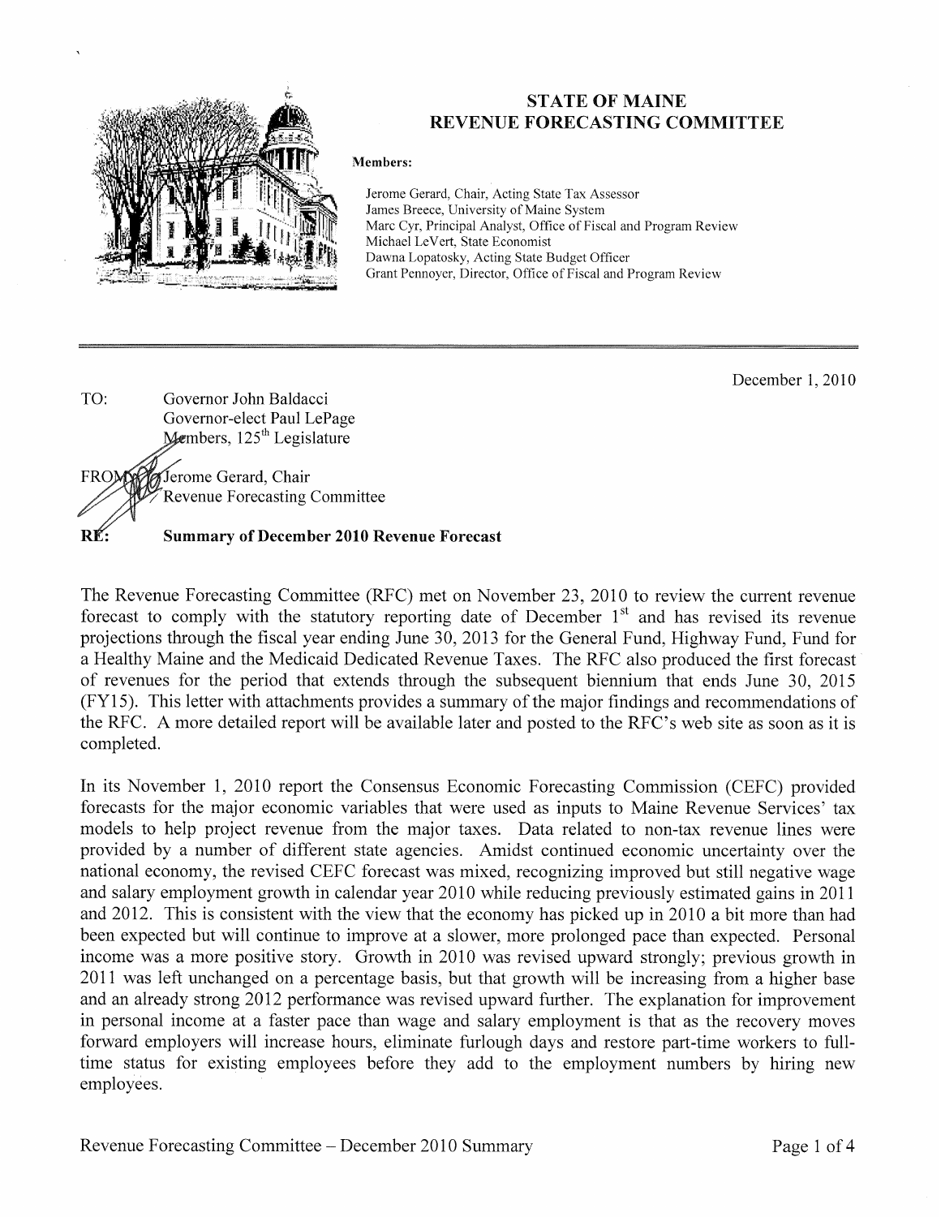# STATE OF MAINE
## REVENUE FORECASTING COMMITTEE

**Members:**

Jerome Gerard, Chair, Acting State Tax Assessor
James Breece, University of Maine System
Marc Cyr, Principal Analyst, Office of Fiscal and Program Review
Michael LeVert, State Economist
Dawna Lopatosky, Acting State Budget Officer
Grant Pennoyer, Director, Office of Fiscal and Program Review

---

December 1, 2010

TO: Governor John Baldacci
Governor-elect Paul LePage
Members, 125th Legislature

FROM: Jerome Gerard, Chair
Revenue Forecasting Committee

**RE: Summary of December 2010 Revenue Forecast**

The Revenue Forecasting Committee (RFC) met on November 23, 2010 to review the current revenue forecast to comply with the statutory reporting date of December 1st and has revised its revenue projections through the fiscal year ending June 30, 2013 for the General Fund, Highway Fund, Fund for a Healthy Maine and the Medicaid Dedicated Revenue Taxes. The RFC also produced the first forecast of revenues for the period that extends through the subsequent biennium that ends June 30, 2015 (FY15). This letter with attachments provides a summary of the major findings and recommendations of the RFC. A more detailed report will be available later and posted to the RFC's web site as soon as it is completed.

In its November 1, 2010 report the Consensus Economic Forecasting Commission (CEFC) provided forecasts for the major economic variables that were used as inputs to Maine Revenue Services' tax models to help project revenue from the major taxes. Data related to non-tax revenue lines were provided by a number of different state agencies. Amidst continued economic uncertainty over the national economy, the revised CEFC forecast was mixed, recognizing improved but still negative wage and salary employment growth in calendar year 2010 while reducing previously estimated gains in 2011 and 2012. This is consistent with the view that the economy has picked up in 2010 a bit more than had been expected but will continue to improve at a slower, more prolonged pace than expected. Personal income was a more positive story. Growth in 2010 was revised upward strongly; previous growth in 2011 was left unchanged on a percentage basis, but that growth will be increasing from a higher base and an already strong 2012 performance was revised upward further. The explanation for improvement in personal income at a faster pace than wage and salary employment is that as the recovery moves forward employers will increase hours, eliminate furlough days and restore part-time workers to full-time status for existing employees before they add to the employment numbers by hiring new employees.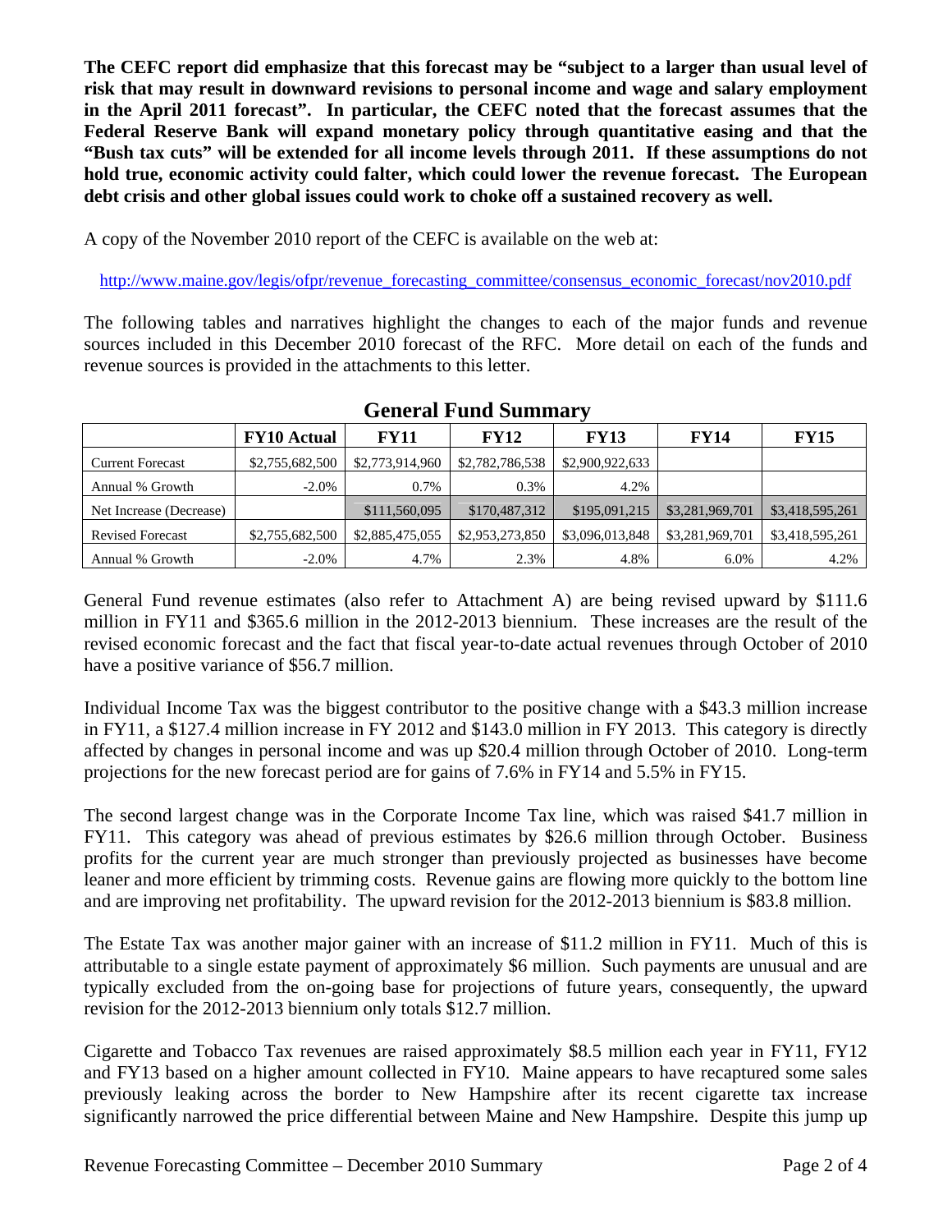**The CEFC report did emphasize that this forecast may be "subject to a larger than usual level of risk that may result in downward revisions to personal income and wage and salary employment in the April 2011 forecast". In particular, the CEFC noted that the forecast assumes that the Federal Reserve Bank will expand monetary policy through quantitative easing and that the "Bush tax cuts" will be extended for all income levels through 2011. If these assumptions do not hold true, economic activity could falter, which could lower the revenue forecast. The European debt crisis and other global issues could work to choke off a sustained recovery as well.**

A copy of the November 2010 report of the CEFC is available on the web at:

http://www.maine.gov/legis/ofpr/revenue_forecasting_committee/consensus_economic_forecast/nov2010.pdf

The following tables and narratives highlight the changes to each of the major funds and revenue sources included in this December 2010 forecast of the RFC. More detail on each of the funds and revenue sources is provided in the attachments to this letter.

## General Fund Summary

| | FY10 Actual | FY11 | FY12 | FY13 | FY14 | FY15 |
|---|---|---|---|---|---|---|
| Current Forecast | $2,755,682,500 | $2,773,914,960 | $2,782,786,538 | $2,900,922,633 | | |
| Annual % Growth | -2.0% | 0.7% | 0.3% | 4.2% | | |
| Net Increase (Decrease) | | $111,560,095 | $170,487,312 | $195,091,215 | $3,281,969,701 | $3,418,595,261 |
| Revised Forecast | $2,755,682,500 | $2,885,475,055 | $2,953,273,850 | $3,096,013,848 | $3,281,969,701 | $3,418,595,261 |
| Annual % Growth | -2.0% | 4.7% | 2.3% | 4.8% | 6.0% | 4.2% |

General Fund revenue estimates (also refer to Attachment A) are being revised upward by $111.6 million in FY11 and $365.6 million in the 2012-2013 biennium. These increases are the result of the revised economic forecast and the fact that fiscal year-to-date actual revenues through October of 2010 have a positive variance of $56.7 million.

Individual Income Tax was the biggest contributor to the positive change with a $43.3 million increase in FY11, a $127.4 million increase in FY 2012 and $143.0 million in FY 2013. This category is directly affected by changes in personal income and was up $20.4 million through October of 2010. Long-term projections for the new forecast period are for gains of 7.6% in FY14 and 5.5% in FY15.

The second largest change was in the Corporate Income Tax line, which was raised $41.7 million in FY11. This category was ahead of previous estimates by $26.6 million through October. Business profits for the current year are much stronger than previously projected as businesses have become leaner and more efficient by trimming costs. Revenue gains are flowing more quickly to the bottom line and are improving net profitability. The upward revision for the 2012-2013 biennium is $83.8 million.

The Estate Tax was another major gainer with an increase of $11.2 million in FY11. Much of this is attributable to a single estate payment of approximately $6 million. Such payments are unusual and are typically excluded from the on-going base for projections of future years, consequently, the upward revision for the 2012-2013 biennium only totals $12.7 million.

Cigarette and Tobacco Tax revenues are raised approximately $8.5 million each year in FY11, FY12 and FY13 based on a higher amount collected in FY10. Maine appears to have recaptured some sales previously leaking across the border to New Hampshire after its recent cigarette tax increase significantly narrowed the price differential between Maine and New Hampshire. Despite this jump up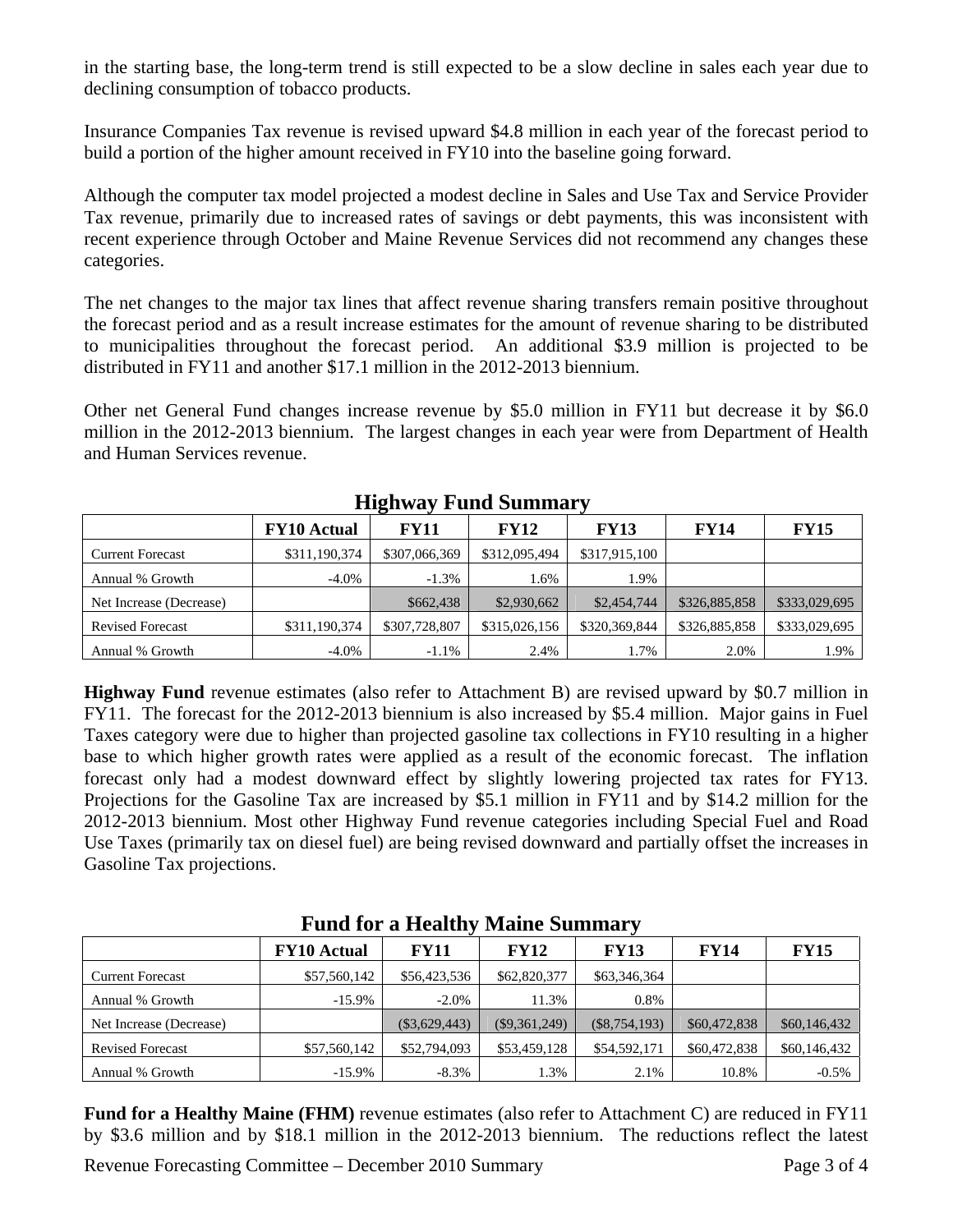in the starting base, the long-term trend is still expected to be a slow decline in sales each year due to declining consumption of tobacco products.

Insurance Companies Tax revenue is revised upward $4.8 million in each year of the forecast period to build a portion of the higher amount received in FY10 into the baseline going forward.

Although the computer tax model projected a modest decline in Sales and Use Tax and Service Provider Tax revenue, primarily due to increased rates of savings or debt payments, this was inconsistent with recent experience through October and Maine Revenue Services did not recommend any changes these categories.

The net changes to the major tax lines that affect revenue sharing transfers remain positive throughout the forecast period and as a result increase estimates for the amount of revenue sharing to be distributed to municipalities throughout the forecast period. An additional $3.9 million is projected to be distributed in FY11 and another $17.1 million in the 2012-2013 biennium.

Other net General Fund changes increase revenue by $5.0 million in FY11 but decrease it by $6.0 million in the 2012-2013 biennium. The largest changes in each year were from Department of Health and Human Services revenue.

## Highway Fund Summary

| | FY10 Actual | FY11 | FY12 | FY13 | FY14 | FY15 |
|---|---|---|---|---|---|---|
| Current Forecast | $311,190,374 | $307,066,369 | $312,095,494 | $317,915,100 | | |
| Annual % Growth | -4.0% | -1.3% | 1.6% | 1.9% | | |
| Net Increase (Decrease) | | $662,438 | $2,930,662 | $2,454,744 | $326,885,858 | $333,029,695 |
| Revised Forecast | $311,190,374 | $307,728,807 | $315,026,156 | $320,369,844 | $326,885,858 | $333,029,695 |
| Annual % Growth | -4.0% | -1.1% | 2.4% | 1.7% | 2.0% | 1.9% |

**Highway Fund** revenue estimates (also refer to Attachment B) are revised upward by $0.7 million in FY11. The forecast for the 2012-2013 biennium is also increased by $5.4 million. Major gains in Fuel Taxes category were due to higher than projected gasoline tax collections in FY10 resulting in a higher base to which higher growth rates were applied as a result of the economic forecast. The inflation forecast only had a modest downward effect by slightly lowering projected tax rates for FY13. Projections for the Gasoline Tax are increased by $5.1 million in FY11 and by $14.2 million for the 2012-2013 biennium. Most other Highway Fund revenue categories including Special Fuel and Road Use Taxes (primarily tax on diesel fuel) are being revised downward and partially offset the increases in Gasoline Tax projections.

## Fund for a Healthy Maine Summary

| | FY10 Actual | FY11 | FY12 | FY13 | FY14 | FY15 |
|---|---|---|---|---|---|---|
| Current Forecast | $57,560,142 | $56,423,536 | $62,820,377 | $63,346,364 | | |
| Annual % Growth | -15.9% | -2.0% | 11.3% | 0.8% | | |
| Net Increase (Decrease) | | ($3,629,443) | ($9,361,249) | ($8,754,193) | $60,472,838 | $60,146,432 |
| Revised Forecast | $57,560,142 | $52,794,093 | $53,459,128 | $54,592,171 | $60,472,838 | $60,146,432 |
| Annual % Growth | -15.9% | -8.3% | 1.3% | 2.1% | 10.8% | -0.5% |

**Fund for a Healthy Maine (FHM)** revenue estimates (also refer to Attachment C) are reduced in FY11 by $3.6 million and by $18.1 million in the 2012-2013 biennium. The reductions reflect the latest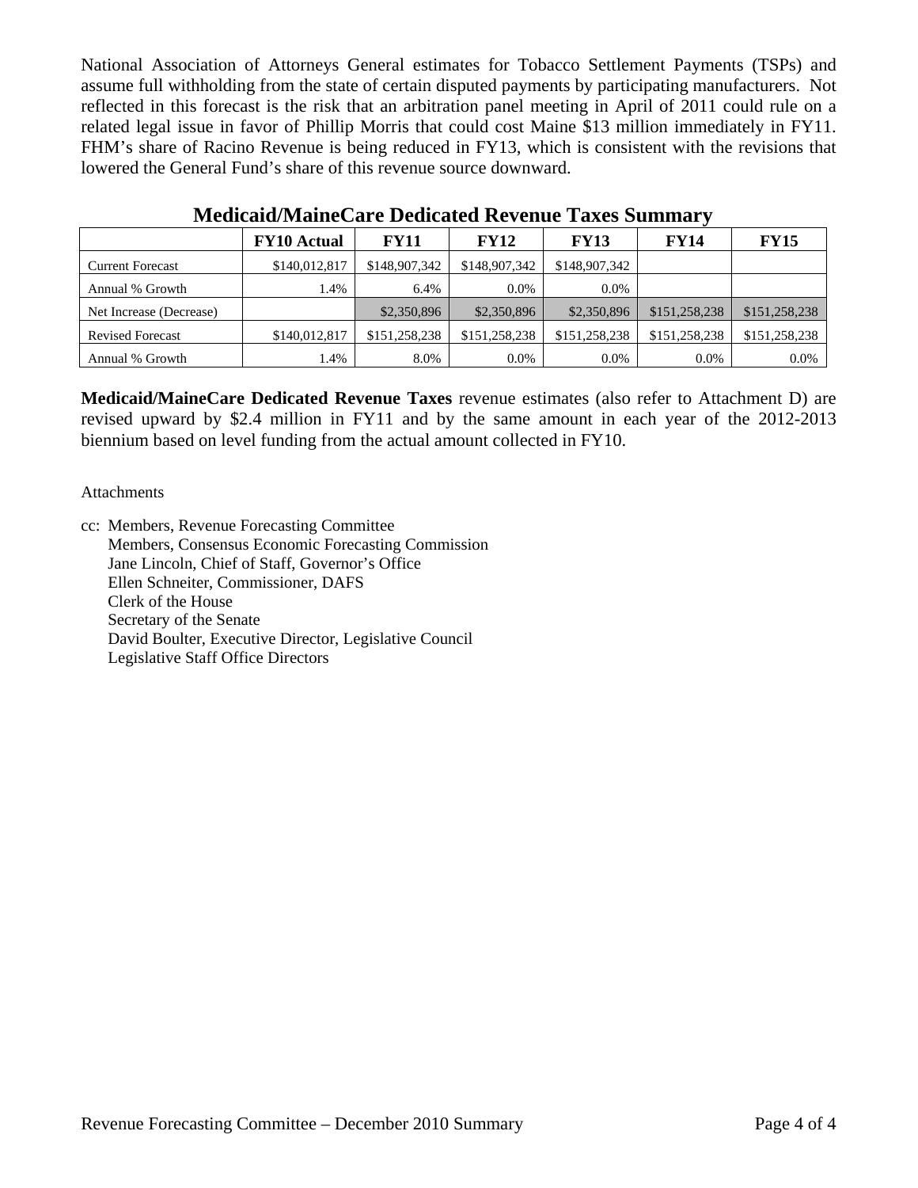National Association of Attorneys General estimates for Tobacco Settlement Payments (TSPs) and assume full withholding from the state of certain disputed payments by participating manufacturers. Not reflected in this forecast is the risk that an arbitration panel meeting in April of 2011 could rule on a related legal issue in favor of Phillip Morris that could cost Maine $13 million immediately in FY11. FHM's share of Racino Revenue is being reduced in FY13, which is consistent with the revisions that lowered the General Fund's share of this revenue source downward.

## Medicaid/MaineCare Dedicated Revenue Taxes Summary

| | FY10 Actual | FY11 | FY12 | FY13 | FY14 | FY15 |
|---|---|---|---|---|---|---|
| Current Forecast | $140,012,817 | $148,907,342 | $148,907,342 | $148,907,342 | | |
| Annual % Growth | 1.4% | 6.4% | 0.0% | 0.0% | | |
| Net Increase (Decrease) | | $2,350,896 | $2,350,896 | $2,350,896 | $151,258,238 | $151,258,238 |
| Revised Forecast | $140,012,817 | $151,258,238 | $151,258,238 | $151,258,238 | $151,258,238 | $151,258,238 |
| Annual % Growth | 1.4% | 8.0% | 0.0% | 0.0% | 0.0% | 0.0% |

**Medicaid/MaineCare Dedicated Revenue Taxes** revenue estimates (also refer to Attachment D) are revised upward by $2.4 million in FY11 and by the same amount in each year of the 2012-2013 biennium based on level funding from the actual amount collected in FY10.

Attachments

cc: Members, Revenue Forecasting Committee
Members, Consensus Economic Forecasting Commission
Jane Lincoln, Chief of Staff, Governor's Office
Ellen Schneiter, Commissioner, DAFS
Clerk of the House
Secretary of the Senate
David Boulter, Executive Director, Legislative Council
Legislative Staff Office Directors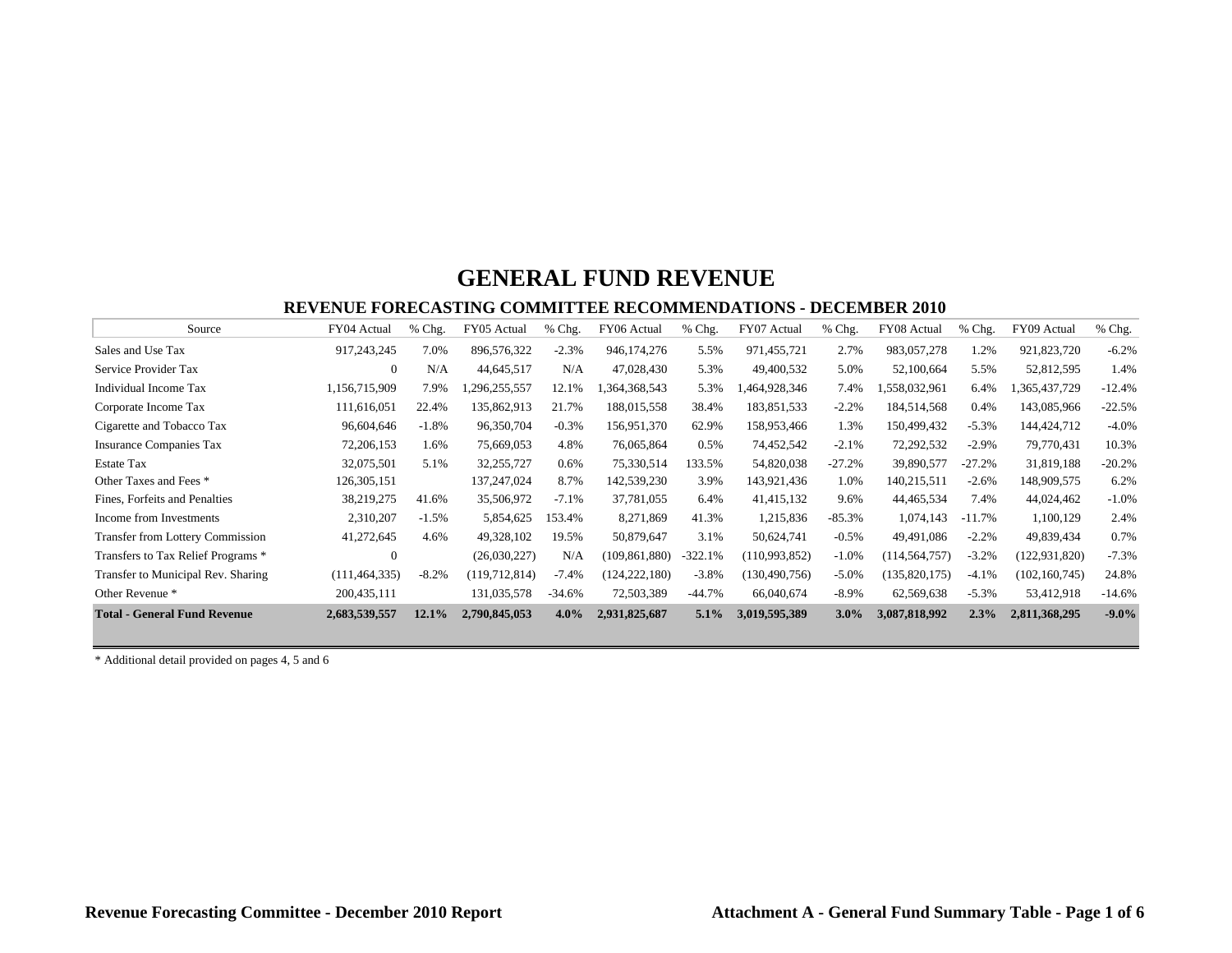# GENERAL FUND REVENUE

## REVENUE FORECASTING COMMITTEE RECOMMENDATIONS - DECEMBER 2010

| Source | FY04 Actual | % Chg. | FY05 Actual | % Chg. | FY06 Actual | % Chg. | FY07 Actual | % Chg. | FY08 Actual | % Chg. | FY09 Actual | % Chg. |
|---|---|---|---|---|---|---|---|---|---|---|---|---|
| Sales and Use Tax | 917,243,245 | 7.0% | 896,576,322 | -2.3% | 946,174,276 | 5.5% | 971,455,721 | 2.7% | 983,057,278 | 1.2% | 921,823,720 | -6.2% |
| Service Provider Tax | 0 | N/A | 44,645,517 | N/A | 47,028,430 | 5.3% | 49,400,532 | 5.0% | 52,100,664 | 5.5% | 52,812,595 | 1.4% |
| Individual Income Tax | 1,156,715,909 | 7.9% | 1,296,255,557 | 12.1% | 1,364,368,543 | 5.3% | 1,464,928,346 | 7.4% | 1,558,032,961 | 6.4% | 1,365,437,729 | -12.4% |
| Corporate Income Tax | 111,616,051 | 22.4% | 135,862,913 | 21.7% | 188,015,558 | 38.4% | 183,851,533 | -2.2% | 184,514,568 | 0.4% | 143,085,966 | -22.5% |
| Cigarette and Tobacco Tax | 96,604,646 | -1.8% | 96,350,704 | -0.3% | 156,951,370 | 62.9% | 158,953,466 | 1.3% | 150,499,432 | -5.3% | 144,424,712 | -4.0% |
| Insurance Companies Tax | 72,206,153 | 1.6% | 75,669,053 | 4.8% | 76,065,864 | 0.5% | 74,452,542 | -2.1% | 72,292,532 | -2.9% | 79,770,431 | 10.3% |
| Estate Tax | 32,075,501 | 5.1% | 32,255,727 | 0.6% | 75,330,514 | 133.5% | 54,820,038 | -27.2% | 39,890,577 | -27.2% | 31,819,188 | -20.2% |
| Other Taxes and Fees * | 126,305,151 | | 137,247,024 | 8.7% | 142,539,230 | 3.9% | 143,921,436 | 1.0% | 140,215,511 | -2.6% | 148,909,575 | 6.2% |
| Fines, Forfeits and Penalties | 38,219,275 | 41.6% | 35,506,972 | -7.1% | 37,781,055 | 6.4% | 41,415,132 | 9.6% | 44,465,534 | 7.4% | 44,024,462 | -1.0% |
| Income from Investments | 2,310,207 | -1.5% | 5,854,625 | 153.4% | 8,271,869 | 41.3% | 1,215,836 | -85.3% | 1,074,143 | -11.7% | 1,100,129 | 2.4% |
| Transfer from Lottery Commission | 41,272,645 | 4.6% | 49,328,102 | 19.5% | 50,879,647 | 3.1% | 50,624,741 | -0.5% | 49,491,086 | -2.2% | 49,839,434 | 0.7% |
| Transfers to Tax Relief Programs * | 0 | | (26,030,227) | N/A | (109,861,880) | -322.1% | (110,993,852) | -1.0% | (114,564,757) | -3.2% | (122,931,820) | -7.3% |
| Transfer to Municipal Rev. Sharing | (111,464,335) | -8.2% | (119,712,814) | -7.4% | (124,222,180) | -3.8% | (130,490,756) | -5.0% | (135,820,175) | -4.1% | (102,160,745) | 24.8% |
| Other Revenue * | 200,435,111 | | 131,035,578 | -34.6% | 72,503,389 | -44.7% | 66,040,674 | -8.9% | 62,569,638 | -5.3% | 53,412,918 | -14.6% |
| **Total - General Fund Revenue** | **2,683,539,557** | **12.1%** | **2,790,845,053** | **4.0%** | **2,931,825,687** | **5.1%** | **3,019,595,389** | **3.0%** | **3,087,818,992** | **2.3%** | **2,811,368,295** | **-9.0%** |

* Additional detail provided on pages 4, 5 and 6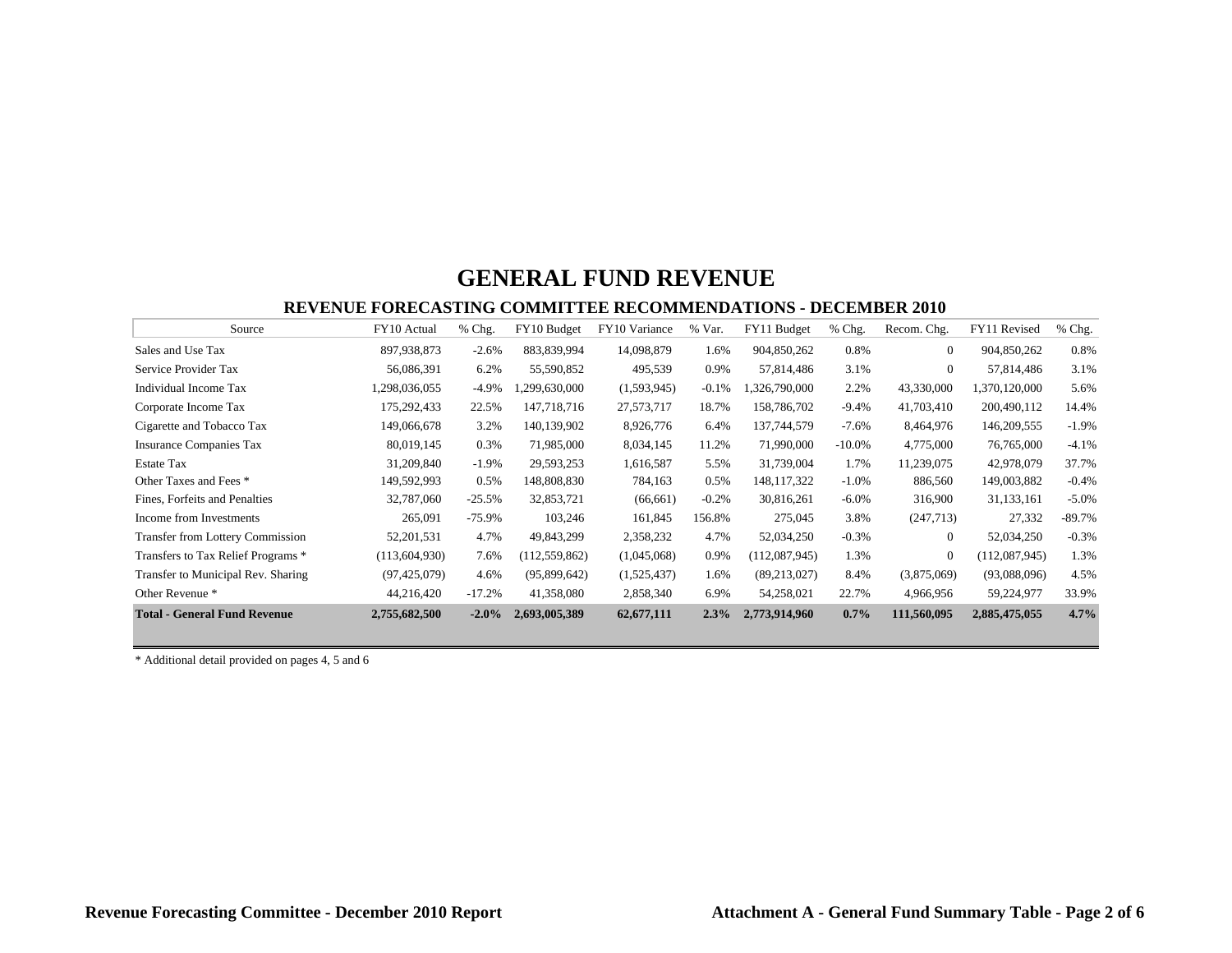# GENERAL FUND REVENUE

## REVENUE FORECASTING COMMITTEE RECOMMENDATIONS - DECEMBER 2010

| Source | FY10 Actual | % Chg. | FY10 Budget | FY10 Variance | % Var. | FY11 Budget | % Chg. | Recom. Chg. | FY11 Revised | % Chg. |
|---|---|---|---|---|---|---|---|---|---|---|
| Sales and Use Tax | 897,938,873 | -2.6% | 883,839,994 | 14,098,879 | 1.6% | 904,850,262 | 0.8% | 0 | 904,850,262 | 0.8% |
| Service Provider Tax | 56,086,391 | 6.2% | 55,590,852 | 495,539 | 0.9% | 57,814,486 | 3.1% | 0 | 57,814,486 | 3.1% |
| Individual Income Tax | 1,298,036,055 | -4.9% | 1,299,630,000 | (1,593,945) | -0.1% | 1,326,790,000 | 2.2% | 43,330,000 | 1,370,120,000 | 5.6% |
| Corporate Income Tax | 175,292,433 | 22.5% | 147,718,716 | 27,573,717 | 18.7% | 158,786,702 | -9.4% | 41,703,410 | 200,490,112 | 14.4% |
| Cigarette and Tobacco Tax | 149,066,678 | 3.2% | 140,139,902 | 8,926,776 | 6.4% | 137,744,579 | -7.6% | 8,464,976 | 146,209,555 | -1.9% |
| Insurance Companies Tax | 80,019,145 | 0.3% | 71,985,000 | 8,034,145 | 11.2% | 71,990,000 | -10.0% | 4,775,000 | 76,765,000 | -4.1% |
| Estate Tax | 31,209,840 | -1.9% | 29,593,253 | 1,616,587 | 5.5% | 31,739,004 | 1.7% | 11,239,075 | 42,978,079 | 37.7% |
| Other Taxes and Fees * | 149,592,993 | 0.5% | 148,808,830 | 784,163 | 0.5% | 148,117,322 | -1.0% | 886,560 | 149,003,882 | -0.4% |
| Fines, Forfeits and Penalties | 32,787,060 | -25.5% | 32,853,721 | (66,661) | -0.2% | 30,816,261 | -6.0% | 316,900 | 31,133,161 | -5.0% |
| Income from Investments | 265,091 | -75.9% | 103,246 | 161,845 | 156.8% | 275,045 | 3.8% | (247,713) | 27,332 | -89.7% |
| Transfer from Lottery Commission | 52,201,531 | 4.7% | 49,843,299 | 2,358,232 | 4.7% | 52,034,250 | -0.3% | 0 | 52,034,250 | -0.3% |
| Transfers to Tax Relief Programs * | (113,604,930) | 7.6% | (112,559,862) | (1,045,068) | 0.9% | (112,087,945) | 1.3% | 0 | (112,087,945) | 1.3% |
| Transfer to Municipal Rev. Sharing | (97,425,079) | 4.6% | (95,899,642) | (1,525,437) | 1.6% | (89,213,027) | 8.4% | (3,875,069) | (93,088,096) | 4.5% |
| Other Revenue * | 44,216,420 | -17.2% | 41,358,080 | 2,858,340 | 6.9% | 54,258,021 | 22.7% | 4,966,956 | 59,224,977 | 33.9% |
| **Total - General Fund Revenue** | **2,755,682,500** | **-2.0%** | **2,693,005,389** | **62,677,111** | **2.3%** | **2,773,914,960** | **0.7%** | **111,560,095** | **2,885,475,055** | **4.7%** |

* Additional detail provided on pages 4, 5 and 6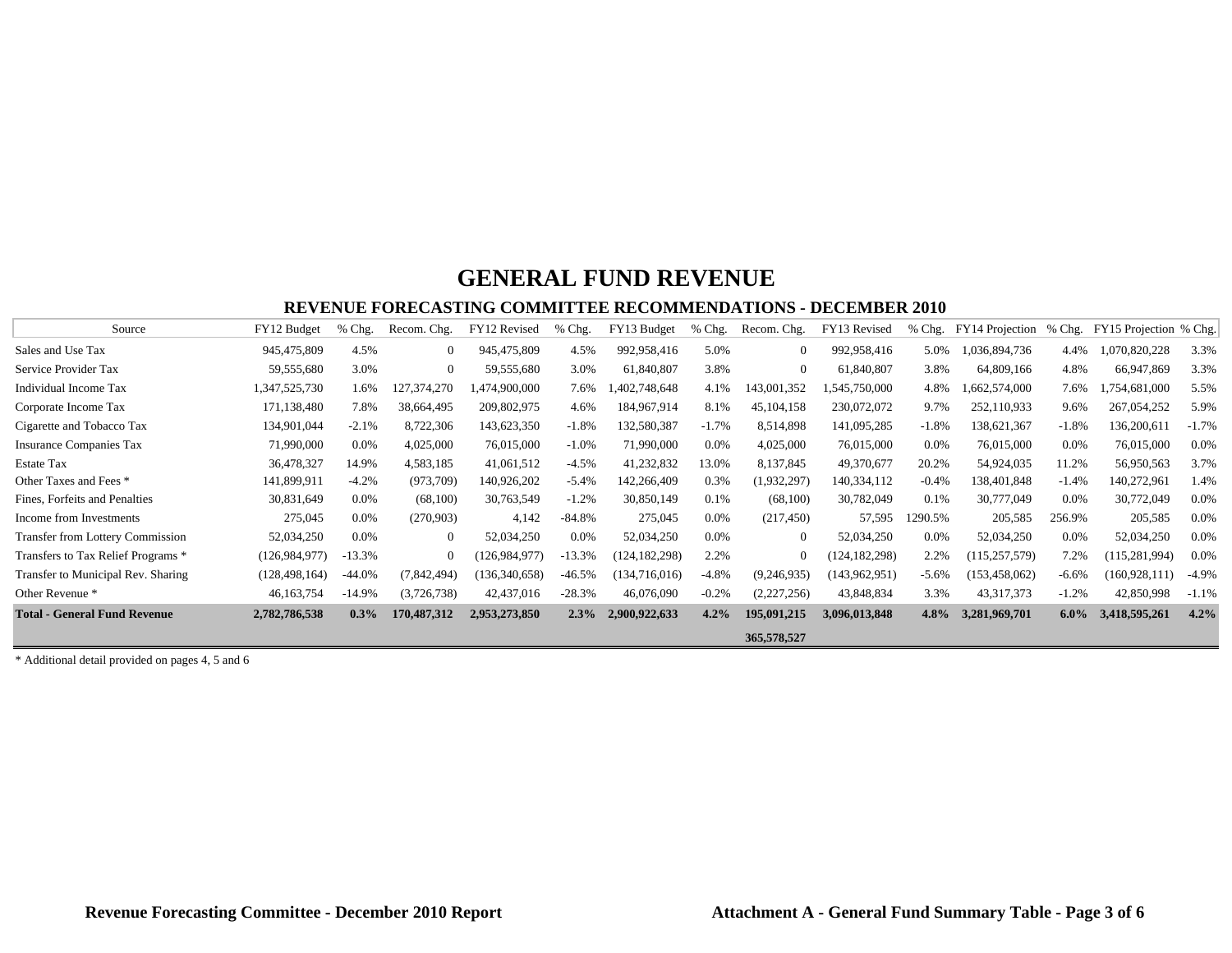# GENERAL FUND REVENUE

## REVENUE FORECASTING COMMITTEE RECOMMENDATIONS - DECEMBER 2010

| Source | FY12 Budget | % Chg. | Recom. Chg. | FY12 Revised | % Chg. | FY13 Budget | % Chg. | Recom. Chg. | FY13 Revised | % Chg. | FY14 Projection | % Chg. | FY15 Projection | % Chg. |
|---|---|---|---|---|---|---|---|---|---|---|---|---|---|---|
| Sales and Use Tax | 945,475,809 | 4.5% | 0 | 945,475,809 | 4.5% | 992,958,416 | 5.0% | 0 | 992,958,416 | 5.0% | 1,036,894,736 | 4.4% | 1,070,820,228 | 3.3% |
| Service Provider Tax | 59,555,680 | 3.0% | 0 | 59,555,680 | 3.0% | 61,840,807 | 3.8% | 0 | 61,840,807 | 3.8% | 64,809,166 | 4.8% | 66,947,869 | 3.3% |
| Individual Income Tax | 1,347,525,730 | 1.6% | 127,374,270 | 1,474,900,000 | 7.6% | 1,402,748,648 | 4.1% | 143,001,352 | 1,545,750,000 | 4.8% | 1,662,574,000 | 7.6% | 1,754,681,000 | 5.5% |
| Corporate Income Tax | 171,138,480 | 7.8% | 38,664,495 | 209,802,975 | 4.6% | 184,967,914 | 8.1% | 45,104,158 | 230,072,072 | 9.7% | 252,110,933 | 9.6% | 267,054,252 | 5.9% |
| Cigarette and Tobacco Tax | 134,901,044 | -2.1% | 8,722,306 | 143,623,350 | -1.8% | 132,580,387 | -1.7% | 8,514,898 | 141,095,285 | -1.8% | 138,621,367 | -1.8% | 136,200,611 | -1.7% |
| Insurance Companies Tax | 71,990,000 | 0.0% | 4,025,000 | 76,015,000 | -1.0% | 71,990,000 | 0.0% | 4,025,000 | 76,015,000 | 0.0% | 76,015,000 | 0.0% | 76,015,000 | 0.0% |
| Estate Tax | 36,478,327 | 14.9% | 4,583,185 | 41,061,512 | -4.5% | 41,232,832 | 13.0% | 8,137,845 | 49,370,677 | 20.2% | 54,924,035 | 11.2% | 56,950,563 | 3.7% |
| Other Taxes and Fees * | 141,899,911 | -4.2% | (973,709) | 140,926,202 | -5.4% | 142,266,409 | 0.3% | (1,932,297) | 140,334,112 | -0.4% | 138,401,848 | -1.4% | 140,272,961 | 1.4% |
| Fines, Forfeits and Penalties | 30,831,649 | 0.0% | (68,100) | 30,763,549 | -1.2% | 30,850,149 | 0.1% | (68,100) | 30,782,049 | 0.1% | 30,777,049 | 0.0% | 30,772,049 | 0.0% |
| Income from Investments | 275,045 | 0.0% | (270,903) | 4,142 | -84.8% | 275,045 | 0.0% | (217,450) | 57,595 | 1290.5% | 205,585 | 256.9% | 205,585 | 0.0% |
| Transfer from Lottery Commission | 52,034,250 | 0.0% | 0 | 52,034,250 | 0.0% | 52,034,250 | 0.0% | 0 | 52,034,250 | 0.0% | 52,034,250 | 0.0% | 52,034,250 | 0.0% |
| Transfers to Tax Relief Programs * | (126,984,977) | -13.3% | 0 | (126,984,977) | -13.3% | (124,182,298) | 2.2% | 0 | (124,182,298) | 2.2% | (115,257,579) | 7.2% | (115,281,994) | 0.0% |
| Transfer to Municipal Rev. Sharing | (128,498,164) | -44.0% | (7,842,494) | (136,340,658) | -46.5% | (134,716,016) | -4.8% | (9,246,935) | (143,962,951) | -5.6% | (153,458,062) | -6.6% | (160,928,111) | -4.9% |
| Other Revenue * | 46,163,754 | -14.9% | (3,726,738) | 42,437,016 | -28.3% | 46,076,090 | -0.2% | (2,227,256) | 43,848,834 | 3.3% | 43,317,373 | -1.2% | 42,850,998 | -1.1% |
| **Total - General Fund Revenue** | **2,782,786,538** | **0.3%** | **170,487,312** | **2,953,273,850** | **2.3%** | **2,900,922,633** | **4.2%** | **195,091,215** | **3,096,013,848** | **4.8%** | **3,281,969,701** | **6.0%** | **3,418,595,261** | **4.2%** |
| | | | | | | | | **365,578,527** | | | | | | |

\* Additional detail provided on pages 4, 5 and 6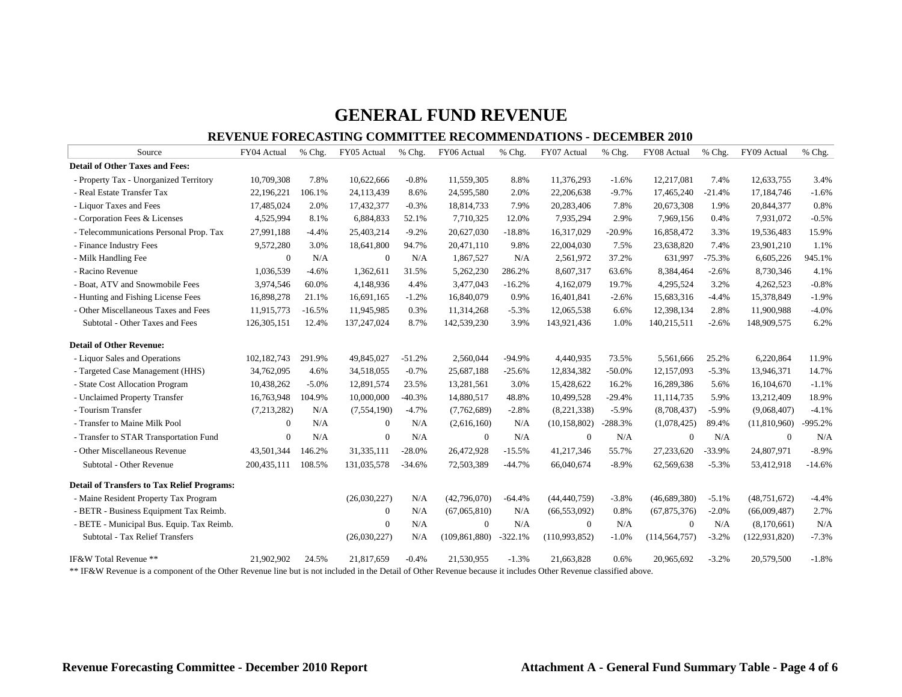# GENERAL FUND REVENUE

## REVENUE FORECASTING COMMITTEE RECOMMENDATIONS - DECEMBER 2010

| Source | FY04 Actual | % Chg. | FY05 Actual | % Chg. | FY06 Actual | % Chg. | FY07 Actual | % Chg. | FY08 Actual | % Chg. | FY09 Actual | % Chg. |
|---|---|---|---|---|---|---|---|---|---|---|---|---|
| **Detail of Other Taxes and Fees:** | | | | | | | | | | | | |
| - Property Tax - Unorganized Territory | 10,709,308 | 7.8% | 10,622,666 | -0.8% | 11,559,305 | 8.8% | 11,376,293 | -1.6% | 12,217,081 | 7.4% | 12,633,755 | 3.4% |
| - Real Estate Transfer Tax | 22,196,221 | 106.1% | 24,113,439 | 8.6% | 24,595,580 | 2.0% | 22,206,638 | -9.7% | 17,465,240 | -21.4% | 17,184,746 | -1.6% |
| - Liquor Taxes and Fees | 17,485,024 | 2.0% | 17,432,377 | -0.3% | 18,814,733 | 7.9% | 20,283,406 | 7.8% | 20,673,308 | 1.9% | 20,844,377 | 0.8% |
| - Corporation Fees & Licenses | 4,525,994 | 8.1% | 6,884,833 | 52.1% | 7,710,325 | 12.0% | 7,935,294 | 2.9% | 7,969,156 | 0.4% | 7,931,072 | -0.5% |
| - Telecommunications Personal Prop. Tax | 27,991,188 | -4.4% | 25,403,214 | -9.2% | 20,627,030 | -18.8% | 16,317,029 | -20.9% | 16,858,472 | 3.3% | 19,536,483 | 15.9% |
| - Finance Industry Fees | 9,572,280 | 3.0% | 18,641,800 | 94.7% | 20,471,110 | 9.8% | 22,004,030 | 7.5% | 23,638,820 | 7.4% | 23,901,210 | 1.1% |
| - Milk Handling Fee | 0 | N/A | 0 | N/A | 1,867,527 | N/A | 2,561,972 | 37.2% | 631,997 | -75.3% | 6,605,226 | 945.1% |
| - Racino Revenue | 1,036,539 | -4.6% | 1,362,611 | 31.5% | 5,262,230 | 286.2% | 8,607,317 | 63.6% | 8,384,464 | -2.6% | 8,730,346 | 4.1% |
| - Boat, ATV and Snowmobile Fees | 3,974,546 | 60.0% | 4,148,936 | 4.4% | 3,477,043 | -16.2% | 4,162,079 | 19.7% | 4,295,524 | 3.2% | 4,262,523 | -0.8% |
| - Hunting and Fishing License Fees | 16,898,278 | 21.1% | 16,691,165 | -1.2% | 16,840,079 | 0.9% | 16,401,841 | -2.6% | 15,683,316 | -4.4% | 15,378,849 | -1.9% |
| - Other Miscellaneous Taxes and Fees | 11,915,773 | -16.5% | 11,945,985 | 0.3% | 11,314,268 | -5.3% | 12,065,538 | 6.6% | 12,398,134 | 2.8% | 11,900,988 | -4.0% |
| Subtotal - Other Taxes and Fees | 126,305,151 | 12.4% | 137,247,024 | 8.7% | 142,539,230 | 3.9% | 143,921,436 | 1.0% | 140,215,511 | -2.6% | 148,909,575 | 6.2% |
| **Detail of Other Revenue:** | | | | | | | | | | | | |
| - Liquor Sales and Operations | 102,182,743 | 291.9% | 49,845,027 | -51.2% | 2,560,044 | -94.9% | 4,440,935 | 73.5% | 5,561,666 | 25.2% | 6,220,864 | 11.9% |
| - Targeted Case Management (HHS) | 34,762,095 | 4.6% | 34,518,055 | -0.7% | 25,687,188 | -25.6% | 12,834,382 | -50.0% | 12,157,093 | -5.3% | 13,946,371 | 14.7% |
| - State Cost Allocation Program | 10,438,262 | -5.0% | 12,891,574 | 23.5% | 13,281,561 | 3.0% | 15,428,622 | 16.2% | 16,289,386 | 5.6% | 16,104,670 | -1.1% |
| - Unclaimed Property Transfer | 16,763,948 | 104.9% | 10,000,000 | -40.3% | 14,880,517 | 48.8% | 10,499,528 | -29.4% | 11,114,735 | 5.9% | 13,212,409 | 18.9% |
| - Tourism Transfer | (7,213,282) | N/A | (7,554,190) | -4.7% | (7,762,689) | -2.8% | (8,221,338) | -5.9% | (8,708,437) | -5.9% | (9,068,407) | -4.1% |
| - Transfer to Maine Milk Pool | 0 | N/A | 0 | N/A | (2,616,160) | N/A | (10,158,802) | -288.3% | (1,078,425) | 89.4% | (11,810,960) | -995.2% |
| - Transfer to STAR Transportation Fund | 0 | N/A | 0 | N/A | 0 | N/A | 0 | N/A | 0 | N/A | 0 | N/A |
| - Other Miscellaneous Revenue | 43,501,344 | 146.2% | 31,335,111 | -28.0% | 26,472,928 | -15.5% | 41,217,346 | 55.7% | 27,233,620 | -33.9% | 24,807,971 | -8.9% |
| Subtotal - Other Revenue | 200,435,111 | 108.5% | 131,035,578 | -34.6% | 72,503,389 | -44.7% | 66,040,674 | -8.9% | 62,569,638 | -5.3% | 53,412,918 | -14.6% |
| **Detail of Transfers to Tax Relief Programs:** | | | | | | | | | | | | |
| - Maine Resident Property Tax Program | | | (26,030,227) | N/A | (42,796,070) | -64.4% | (44,440,759) | -3.8% | (46,689,380) | -5.1% | (48,751,672) | -4.4% |
| - BETR - Business Equipment Tax Reimb. | | | 0 | N/A | (67,065,810) | N/A | (66,553,092) | 0.8% | (67,875,376) | -2.0% | (66,009,487) | 2.7% |
| - BETE - Municipal Bus. Equip. Tax Reimb. | | | 0 | N/A | 0 | N/A | 0 | N/A | 0 | N/A | (8,170,661) | N/A |
| Subtotal - Tax Relief Transfers | | | (26,030,227) | N/A | (109,861,880) | -322.1% | (110,993,852) | -1.0% | (114,564,757) | -3.2% | (122,931,820) | -7.3% |
| IF&W Total Revenue ** | 21,902,902 | 24.5% | 21,817,659 | -0.4% | 21,530,955 | -1.3% | 21,663,828 | 0.6% | 20,965,692 | -3.2% | 20,579,500 | -1.8% |

** IF&W Revenue is a component of the Other Revenue line but is not included in the Detail of Other Revenue because it includes Other Revenue classified above.

**Revenue Forecasting Committee - December 2010 Report** **Attachment A - General Fund Summary Table - Page 4 of 6**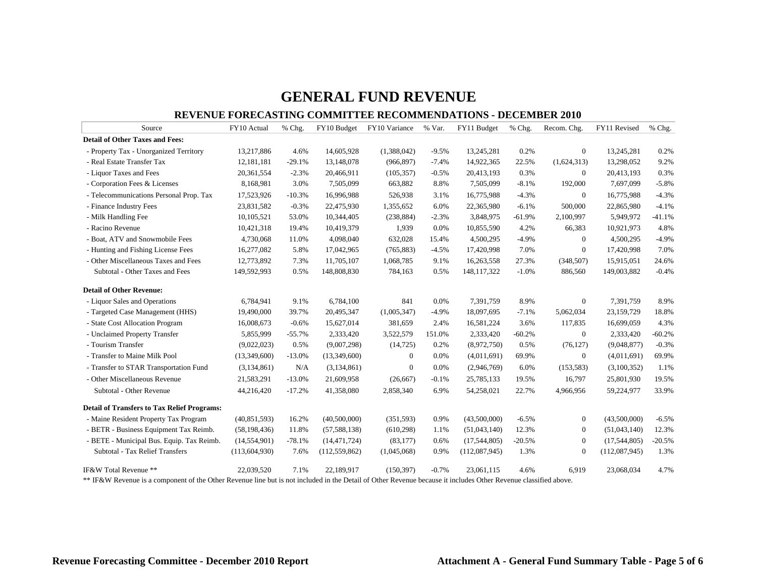# GENERAL FUND REVENUE

## REVENUE FORECASTING COMMITTEE RECOMMENDATIONS - DECEMBER 2010

| Source | FY10 Actual | % Chg. | FY10 Budget | FY10 Variance | % Var. | FY11 Budget | % Chg. | Recom. Chg. | FY11 Revised | % Chg. |
|---|---|---|---|---|---|---|---|---|---|---|
| **Detail of Other Taxes and Fees:** | | | | | | | | | | |
| - Property Tax - Unorganized Territory | 13,217,886 | 4.6% | 14,605,928 | (1,388,042) | -9.5% | 13,245,281 | 0.2% | 0 | 13,245,281 | 0.2% |
| - Real Estate Transfer Tax | 12,181,181 | -29.1% | 13,148,078 | (966,897) | -7.4% | 14,922,365 | 22.5% | (1,624,313) | 13,298,052 | 9.2% |
| - Liquor Taxes and Fees | 20,361,554 | -2.3% | 20,466,911 | (105,357) | -0.5% | 20,413,193 | 0.3% | 0 | 20,413,193 | 0.3% |
| - Corporation Fees & Licenses | 8,168,981 | 3.0% | 7,505,099 | 663,882 | 8.8% | 7,505,099 | -8.1% | 192,000 | 7,697,099 | -5.8% |
| - Telecommunications Personal Prop. Tax | 17,523,926 | -10.3% | 16,996,988 | 526,938 | 3.1% | 16,775,988 | -4.3% | 0 | 16,775,988 | -4.3% |
| - Finance Industry Fees | 23,831,582 | -0.3% | 22,475,930 | 1,355,652 | 6.0% | 22,365,980 | -6.1% | 500,000 | 22,865,980 | -4.1% |
| - Milk Handling Fee | 10,105,521 | 53.0% | 10,344,405 | (238,884) | -2.3% | 3,848,975 | -61.9% | 2,100,997 | 5,949,972 | -41.1% |
| - Racino Revenue | 10,421,318 | 19.4% | 10,419,379 | 1,939 | 0.0% | 10,855,590 | 4.2% | 66,383 | 10,921,973 | 4.8% |
| - Boat, ATV and Snowmobile Fees | 4,730,068 | 11.0% | 4,098,040 | 632,028 | 15.4% | 4,500,295 | -4.9% | 0 | 4,500,295 | -4.9% |
| - Hunting and Fishing License Fees | 16,277,082 | 5.8% | 17,042,965 | (765,883) | -4.5% | 17,420,998 | 7.0% | 0 | 17,420,998 | 7.0% |
| - Other Miscellaneous Taxes and Fees | 12,773,892 | 7.3% | 11,705,107 | 1,068,785 | 9.1% | 16,263,558 | 27.3% | (348,507) | 15,915,051 | 24.6% |
| Subtotal - Other Taxes and Fees | 149,592,993 | 0.5% | 148,808,830 | 784,163 | 0.5% | 148,117,322 | -1.0% | 886,560 | 149,003,882 | -0.4% |
| **Detail of Other Revenue:** | | | | | | | | | | |
| - Liquor Sales and Operations | 6,784,941 | 9.1% | 6,784,100 | 841 | 0.0% | 7,391,759 | 8.9% | 0 | 7,391,759 | 8.9% |
| - Targeted Case Management (HHS) | 19,490,000 | 39.7% | 20,495,347 | (1,005,347) | -4.9% | 18,097,695 | -7.1% | 5,062,034 | 23,159,729 | 18.8% |
| - State Cost Allocation Program | 16,008,673 | -0.6% | 15,627,014 | 381,659 | 2.4% | 16,581,224 | 3.6% | 117,835 | 16,699,059 | 4.3% |
| - Unclaimed Property Transfer | 5,855,999 | -55.7% | 2,333,420 | 3,522,579 | 151.0% | 2,333,420 | -60.2% | 0 | 2,333,420 | -60.2% |
| - Tourism Transfer | (9,022,023) | 0.5% | (9,007,298) | (14,725) | 0.2% | (8,972,750) | 0.5% | (76,127) | (9,048,877) | -0.3% |
| - Transfer to Maine Milk Pool | (13,349,600) | -13.0% | (13,349,600) | 0 | 0.0% | (4,011,691) | 69.9% | 0 | (4,011,691) | 69.9% |
| - Transfer to STAR Transportation Fund | (3,134,861) | N/A | (3,134,861) | 0 | 0.0% | (2,946,769) | 6.0% | (153,583) | (3,100,352) | 1.1% |
| - Other Miscellaneous Revenue | 21,583,291 | -13.0% | 21,609,958 | (26,667) | -0.1% | 25,785,133 | 19.5% | 16,797 | 25,801,930 | 19.5% |
| Subtotal - Other Revenue | 44,216,420 | -17.2% | 41,358,080 | 2,858,340 | 6.9% | 54,258,021 | 22.7% | 4,966,956 | 59,224,977 | 33.9% |
| **Detail of Transfers to Tax Relief Programs:** | | | | | | | | | | |
| - Maine Resident Property Tax Program | (40,851,593) | 16.2% | (40,500,000) | (351,593) | 0.9% | (43,500,000) | -6.5% | 0 | (43,500,000) | -6.5% |
| - BETR - Business Equipment Tax Reimb. | (58,198,436) | 11.8% | (57,588,138) | (610,298) | 1.1% | (51,043,140) | 12.3% | 0 | (51,043,140) | 12.3% |
| - BETE - Municipal Bus. Equip. Tax Reimb. | (14,554,901) | -78.1% | (14,471,724) | (83,177) | 0.6% | (17,544,805) | -20.5% | 0 | (17,544,805) | -20.5% |
| Subtotal - Tax Relief Transfers | (113,604,930) | 7.6% | (112,559,862) | (1,045,068) | 0.9% | (112,087,945) | 1.3% | 0 | (112,087,945) | 1.3% |
| IF&W Total Revenue ** | 22,039,520 | 7.1% | 22,189,917 | (150,397) | -0.7% | 23,061,115 | 4.6% | 6,919 | 23,068,034 | 4.7% |

** IF&W Revenue is a component of the Other Revenue line but is not included in the Detail of Other Revenue because it includes Other Revenue classified above.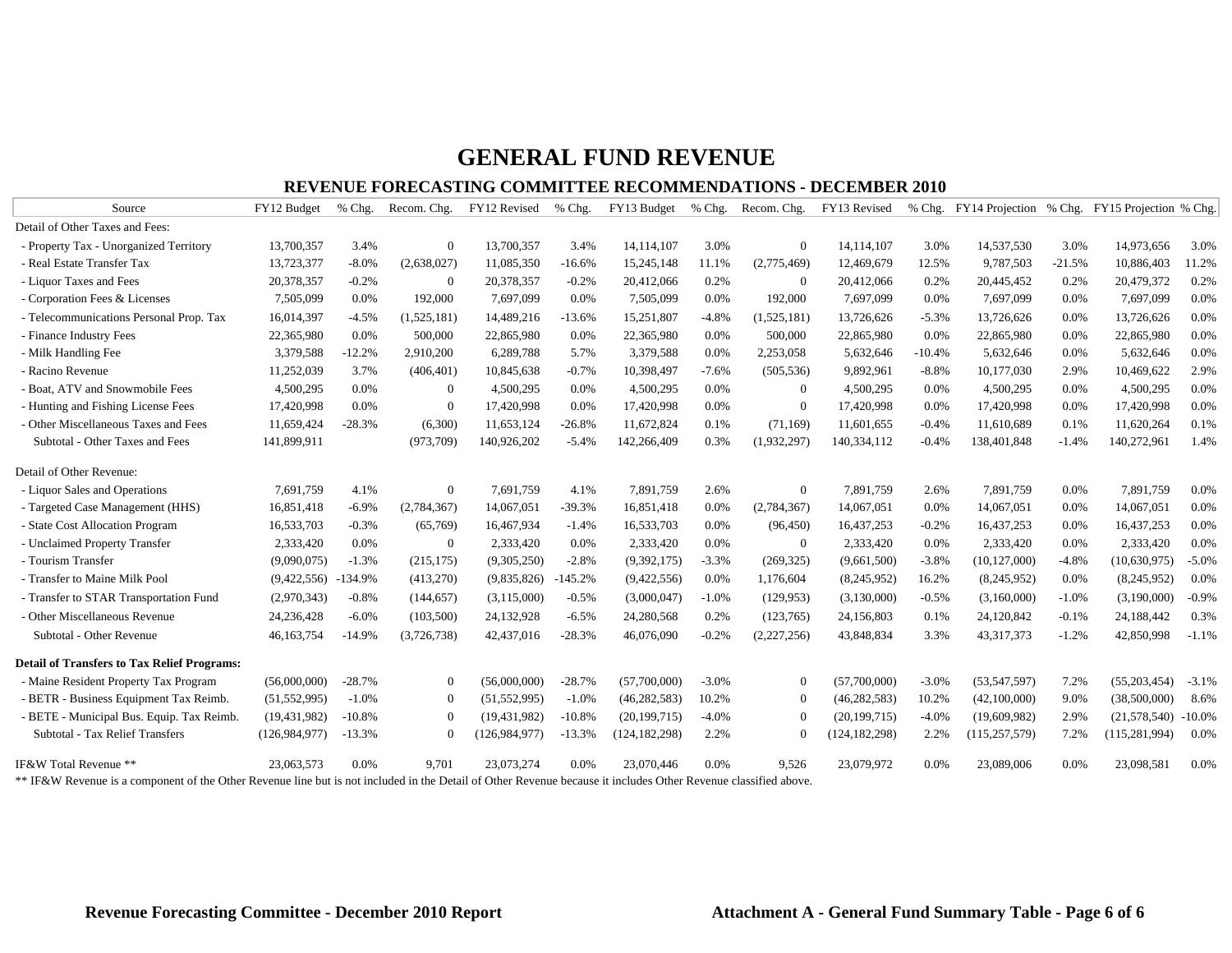# GENERAL FUND REVENUE

## REVENUE FORECASTING COMMITTEE RECOMMENDATIONS - DECEMBER 2010

| Source | FY12 Budget | % Chg. | Recom. Chg. | FY12 Revised | % Chg. | FY13 Budget | % Chg. | Recom. Chg. | FY13 Revised | % Chg. | FY14 Projection | % Chg. | FY15 Projection | % Chg. |
|---|---|---|---|---|---|---|---|---|---|---|---|---|---|---|
| Detail of Other Taxes and Fees: | | | | | | | | | | | | | | |
| - Property Tax - Unorganized Territory | 13,700,357 | 3.4% | 0 | 13,700,357 | 3.4% | 14,114,107 | 3.0% | 0 | 14,114,107 | 3.0% | 14,537,530 | 3.0% | 14,973,656 | 3.0% |
| - Real Estate Transfer Tax | 13,723,377 | -8.0% | (2,638,027) | 11,085,350 | -16.6% | 15,245,148 | 11.1% | (2,775,469) | 12,469,679 | 12.5% | 9,787,503 | -21.5% | 10,886,403 | 11.2% |
| - Liquor Taxes and Fees | 20,378,357 | -0.2% | 0 | 20,378,357 | -0.2% | 20,412,066 | 0.2% | 0 | 20,412,066 | 0.2% | 20,445,452 | 0.2% | 20,479,372 | 0.2% |
| - Corporation Fees & Licenses | 7,505,099 | 0.0% | 192,000 | 7,697,099 | 0.0% | 7,505,099 | 0.0% | 192,000 | 7,697,099 | 0.0% | 7,697,099 | 0.0% | 7,697,099 | 0.0% |
| - Telecommunications Personal Prop. Tax | 16,014,397 | -4.5% | (1,525,181) | 14,489,216 | -13.6% | 15,251,807 | -4.8% | (1,525,181) | 13,726,626 | -5.3% | 13,726,626 | 0.0% | 13,726,626 | 0.0% |
| - Finance Industry Fees | 22,365,980 | 0.0% | 500,000 | 22,865,980 | 0.0% | 22,365,980 | 0.0% | 500,000 | 22,865,980 | 0.0% | 22,865,980 | 0.0% | 22,865,980 | 0.0% |
| - Milk Handling Fee | 3,379,588 | -12.2% | 2,910,200 | 6,289,788 | 5.7% | 3,379,588 | 0.0% | 2,253,058 | 5,632,646 | -10.4% | 5,632,646 | 0.0% | 5,632,646 | 0.0% |
| - Racino Revenue | 11,252,039 | 3.7% | (406,401) | 10,845,638 | -0.7% | 10,398,497 | -7.6% | (505,536) | 9,892,961 | -8.8% | 10,177,030 | 2.9% | 10,469,622 | 2.9% |
| - Boat, ATV and Snowmobile Fees | 4,500,295 | 0.0% | 0 | 4,500,295 | 0.0% | 4,500,295 | 0.0% | 0 | 4,500,295 | 0.0% | 4,500,295 | 0.0% | 4,500,295 | 0.0% |
| - Hunting and Fishing License Fees | 17,420,998 | 0.0% | 0 | 17,420,998 | 0.0% | 17,420,998 | 0.0% | 0 | 17,420,998 | 0.0% | 17,420,998 | 0.0% | 17,420,998 | 0.0% |
| - Other Miscellaneous Taxes and Fees | 11,659,424 | -28.3% | (6,300) | 11,653,124 | -26.8% | 11,672,824 | 0.1% | (71,169) | 11,601,655 | -0.4% | 11,610,689 | 0.1% | 11,620,264 | 0.1% |
| Subtotal - Other Taxes and Fees | 141,899,911 | | (973,709) | 140,926,202 | -5.4% | 142,266,409 | 0.3% | (1,932,297) | 140,334,112 | -0.4% | 138,401,848 | -1.4% | 140,272,961 | 1.4% |
| Detail of Other Revenue: | | | | | | | | | | | | | | |
| - Liquor Sales and Operations | 7,691,759 | 4.1% | 0 | 7,691,759 | 4.1% | 7,891,759 | 2.6% | 0 | 7,891,759 | 2.6% | 7,891,759 | 0.0% | 7,891,759 | 0.0% |
| - Targeted Case Management (HHS) | 16,851,418 | -6.9% | (2,784,367) | 14,067,051 | -39.3% | 16,851,418 | 0.0% | (2,784,367) | 14,067,051 | 0.0% | 14,067,051 | 0.0% | 14,067,051 | 0.0% |
| - State Cost Allocation Program | 16,533,703 | -0.3% | (65,769) | 16,467,934 | -1.4% | 16,533,703 | 0.0% | (96,450) | 16,437,253 | -0.2% | 16,437,253 | 0.0% | 16,437,253 | 0.0% |
| - Unclaimed Property Transfer | 2,333,420 | 0.0% | 0 | 2,333,420 | 0.0% | 2,333,420 | 0.0% | 0 | 2,333,420 | 0.0% | 2,333,420 | 0.0% | 2,333,420 | 0.0% |
| - Tourism Transfer | (9,090,075) | -1.3% | (215,175) | (9,305,250) | -2.8% | (9,392,175) | -3.3% | (269,325) | (9,661,500) | -3.8% | (10,127,000) | -4.8% | (10,630,975) | -5.0% |
| - Transfer to Maine Milk Pool | (9,422,556) | -134.9% | (413,270) | (9,835,826) | -145.2% | (9,422,556) | 0.0% | 1,176,604 | (8,245,952) | 16.2% | (8,245,952) | 0.0% | (8,245,952) | 0.0% |
| - Transfer to STAR Transportation Fund | (2,970,343) | -0.8% | (144,657) | (3,115,000) | -0.5% | (3,000,047) | -1.0% | (129,953) | (3,130,000) | -0.5% | (3,160,000) | -1.0% | (3,190,000) | -0.9% |
| - Other Miscellaneous Revenue | 24,236,428 | -6.0% | (103,500) | 24,132,928 | -6.5% | 24,280,568 | 0.2% | (123,765) | 24,156,803 | 0.1% | 24,120,842 | -0.1% | 24,188,442 | 0.3% |
| Subtotal - Other Revenue | 46,163,754 | -14.9% | (3,726,738) | 42,437,016 | -28.3% | 46,076,090 | -0.2% | (2,227,256) | 43,848,834 | 3.3% | 43,317,373 | -1.2% | 42,850,998 | -1.1% |
| **Detail of Transfers to Tax Relief Programs:** | | | | | | | | | | | | | | |
| - Maine Resident Property Tax Program | (56,000,000) | -28.7% | 0 | (56,000,000) | -28.7% | (57,700,000) | -3.0% | 0 | (57,700,000) | -3.0% | (53,547,597) | 7.2% | (55,203,454) | -3.1% |
| - BETR - Business Equipment Tax Reimb. | (51,552,995) | -1.0% | 0 | (51,552,995) | -1.0% | (46,282,583) | 10.2% | 0 | (46,282,583) | 10.2% | (42,100,000) | 9.0% | (38,500,000) | 8.6% |
| - BETE - Municipal Bus. Equip. Tax Reimb. | (19,431,982) | -10.8% | 0 | (19,431,982) | -10.8% | (20,199,715) | -4.0% | 0 | (20,199,715) | -4.0% | (19,609,982) | 2.9% | (21,578,540) | -10.0% |
| Subtotal - Tax Relief Transfers | (126,984,977) | -13.3% | 0 | (126,984,977) | -13.3% | (124,182,298) | 2.2% | 0 | (124,182,298) | 2.2% | (115,257,579) | 7.2% | (115,281,994) | 0.0% |
| IF&W Total Revenue ** | 23,063,573 | 0.0% | 9,701 | 23,073,274 | 0.0% | 23,070,446 | 0.0% | 9,526 | 23,079,972 | 0.0% | 23,089,006 | 0.0% | 23,098,581 | 0.0% |

** IF&W Revenue is a component of the Other Revenue line but is not included in the Detail of Other Revenue because it includes Other Revenue classified above.

**Revenue Forecasting Committee - December 2010 Report** **Attachment A - General Fund Summary Table - Page 6 of 6**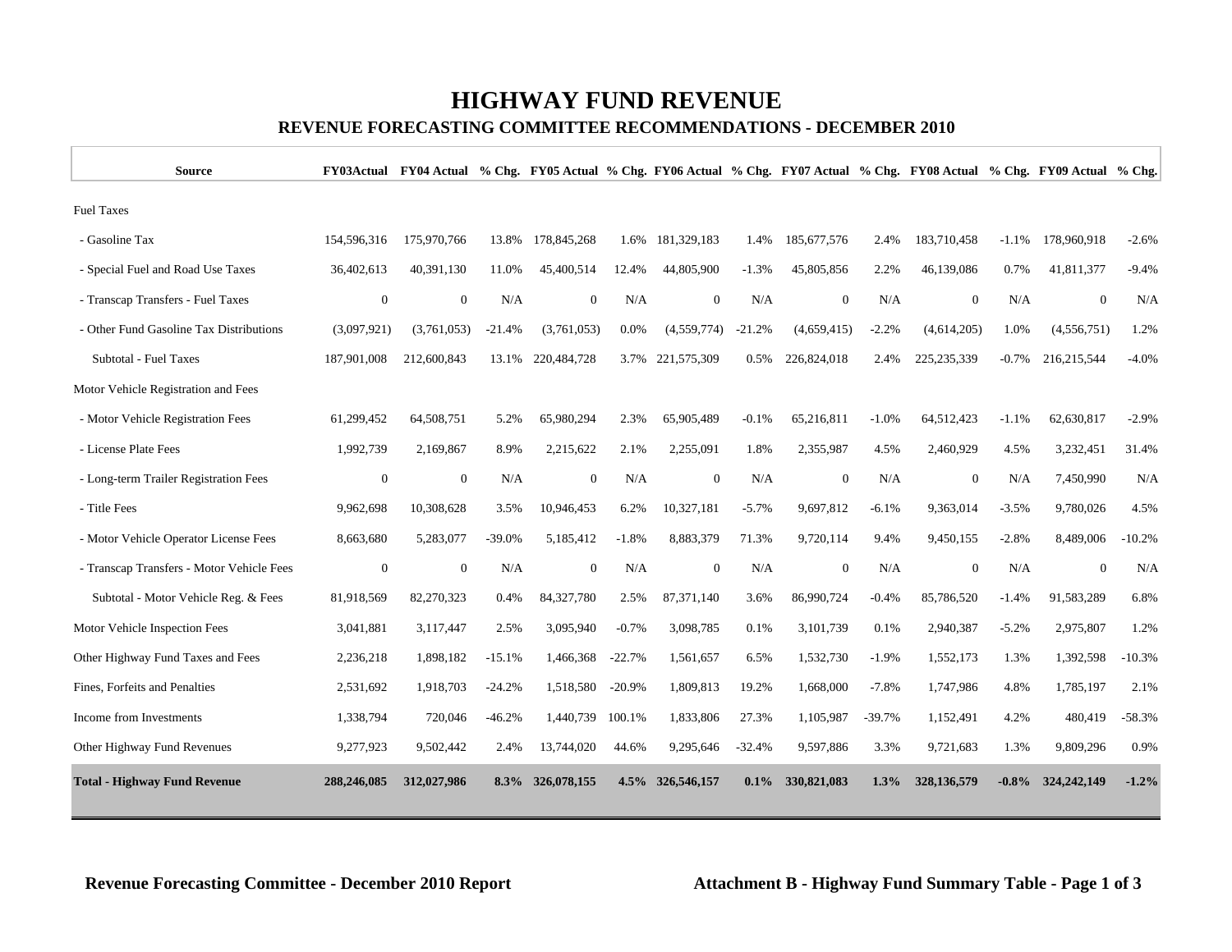# HIGHWAY FUND REVENUE

## REVENUE FORECASTING COMMITTEE RECOMMENDATIONS - DECEMBER 2010

| Source | FY03Actual | FY04 Actual | % Chg. | FY05 Actual | % Chg. | FY06 Actual | % Chg. | FY07 Actual | % Chg. | FY08 Actual | % Chg. | FY09 Actual | % Chg. |
|---|---|---|---|---|---|---|---|---|---|---|---|---|---|
| Fuel Taxes | | | | | | | | | | | | | |
| - Gasoline Tax | 154,596,316 | 175,970,766 | 13.8% | 178,845,268 | 1.6% | 181,329,183 | 1.4% | 185,677,576 | 2.4% | 183,710,458 | -1.1% | 178,960,918 | -2.6% |
| - Special Fuel and Road Use Taxes | 36,402,613 | 40,391,130 | 11.0% | 45,400,514 | 12.4% | 44,805,900 | -1.3% | 45,805,856 | 2.2% | 46,139,086 | 0.7% | 41,811,377 | -9.4% |
| - Transcap Transfers - Fuel Taxes | 0 | 0 | N/A | 0 | N/A | 0 | N/A | 0 | N/A | 0 | N/A | 0 | N/A |
| - Other Fund Gasoline Tax Distributions | (3,097,921) | (3,761,053) | -21.4% | (3,761,053) | 0.0% | (4,559,774) | -21.2% | (4,659,415) | -2.2% | (4,614,205) | 1.0% | (4,556,751) | 1.2% |
| Subtotal - Fuel Taxes | 187,901,008 | 212,600,843 | 13.1% | 220,484,728 | 3.7% | 221,575,309 | 0.5% | 226,824,018 | 2.4% | 225,235,339 | -0.7% | 216,215,544 | -4.0% |
| Motor Vehicle Registration and Fees | | | | | | | | | | | | | |
| - Motor Vehicle Registration Fees | 61,299,452 | 64,508,751 | 5.2% | 65,980,294 | 2.3% | 65,905,489 | -0.1% | 65,216,811 | -1.0% | 64,512,423 | -1.1% | 62,630,817 | -2.9% |
| - License Plate Fees | 1,992,739 | 2,169,867 | 8.9% | 2,215,622 | 2.1% | 2,255,091 | 1.8% | 2,355,987 | 4.5% | 2,460,929 | 4.5% | 3,232,451 | 31.4% |
| - Long-term Trailer Registration Fees | 0 | 0 | N/A | 0 | N/A | 0 | N/A | 0 | N/A | 0 | N/A | 7,450,990 | N/A |
| - Title Fees | 9,962,698 | 10,308,628 | 3.5% | 10,946,453 | 6.2% | 10,327,181 | -5.7% | 9,697,812 | -6.1% | 9,363,014 | -3.5% | 9,780,026 | 4.5% |
| - Motor Vehicle Operator License Fees | 8,663,680 | 5,283,077 | -39.0% | 5,185,412 | -1.8% | 8,883,379 | 71.3% | 9,720,114 | 9.4% | 9,450,155 | -2.8% | 8,489,006 | -10.2% |
| - Transcap Transfers - Motor Vehicle Fees | 0 | 0 | N/A | 0 | N/A | 0 | N/A | 0 | N/A | 0 | N/A | 0 | N/A |
| Subtotal - Motor Vehicle Reg. & Fees | 81,918,569 | 82,270,323 | 0.4% | 84,327,780 | 2.5% | 87,371,140 | 3.6% | 86,990,724 | -0.4% | 85,786,520 | -1.4% | 91,583,289 | 6.8% |
| Motor Vehicle Inspection Fees | 3,041,881 | 3,117,447 | 2.5% | 3,095,940 | -0.7% | 3,098,785 | 0.1% | 3,101,739 | 0.1% | 2,940,387 | -5.2% | 2,975,807 | 1.2% |
| Other Highway Fund Taxes and Fees | 2,236,218 | 1,898,182 | -15.1% | 1,466,368 | -22.7% | 1,561,657 | 6.5% | 1,532,730 | -1.9% | 1,552,173 | 1.3% | 1,392,598 | -10.3% |
| Fines, Forfeits and Penalties | 2,531,692 | 1,918,703 | -24.2% | 1,518,580 | -20.9% | 1,809,813 | 19.2% | 1,668,000 | -7.8% | 1,747,986 | 4.8% | 1,785,197 | 2.1% |
| Income from Investments | 1,338,794 | 720,046 | -46.2% | 1,440,739 | 100.1% | 1,833,806 | 27.3% | 1,105,987 | -39.7% | 1,152,491 | 4.2% | 480,419 | -58.3% |
| Other Highway Fund Revenues | 9,277,923 | 9,502,442 | 2.4% | 13,744,020 | 44.6% | 9,295,646 | -32.4% | 9,597,886 | 3.3% | 9,721,683 | 1.3% | 9,809,296 | 0.9% |
| **Total - Highway Fund Revenue** | **288,246,085** | **312,027,986** | **8.3%** | **326,078,155** | **4.5%** | **326,546,157** | **0.1%** | **330,821,083** | **1.3%** | **328,136,579** | **-0.8%** | **324,242,149** | **-1.2%** |

**Revenue Forecasting Committee - December 2010 Report** **Attachment B - Highway Fund Summary Table - Page 1 of 3**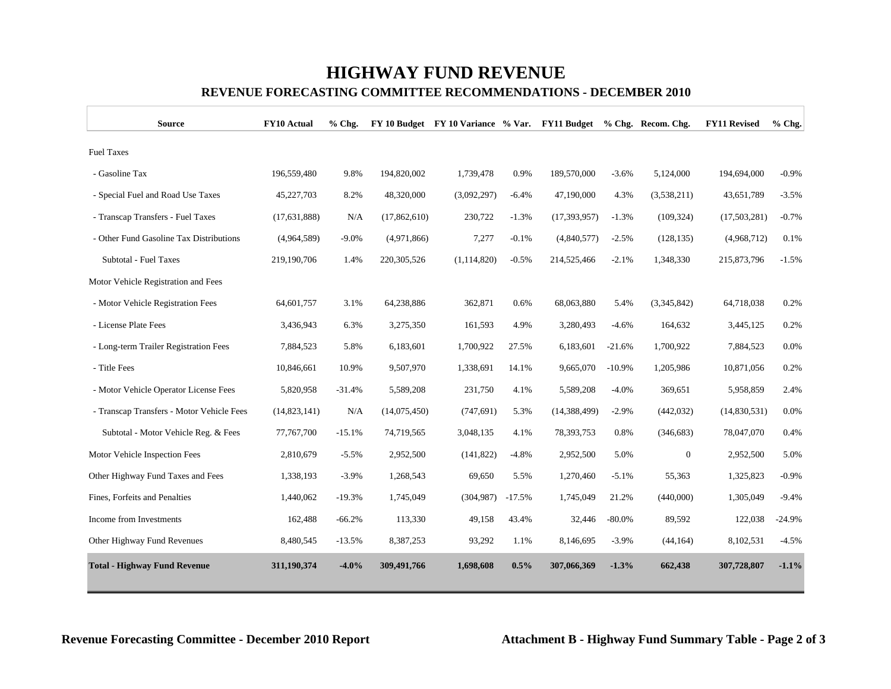# HIGHWAY FUND REVENUE

## REVENUE FORECASTING COMMITTEE RECOMMENDATIONS - DECEMBER 2010

| Source | FY10 Actual | % Chg. | FY 10 Budget | FY 10 Variance | % Var. | FY11 Budget | % Chg. | Recom. Chg. | FY11 Revised | % Chg. |
|---|---|---|---|---|---|---|---|---|---|---|
| Fuel Taxes | | | | | | | | | | |
| - Gasoline Tax | 196,559,480 | 9.8% | 194,820,002 | 1,739,478 | 0.9% | 189,570,000 | -3.6% | 5,124,000 | 194,694,000 | -0.9% |
| - Special Fuel and Road Use Taxes | 45,227,703 | 8.2% | 48,320,000 | (3,092,297) | -6.4% | 47,190,000 | 4.3% | (3,538,211) | 43,651,789 | -3.5% |
| - Transcap Transfers - Fuel Taxes | (17,631,888) | N/A | (17,862,610) | 230,722 | -1.3% | (17,393,957) | -1.3% | (109,324) | (17,503,281) | -0.7% |
| - Other Fund Gasoline Tax Distributions | (4,964,589) | -9.0% | (4,971,866) | 7,277 | -0.1% | (4,840,577) | -2.5% | (128,135) | (4,968,712) | 0.1% |
| Subtotal - Fuel Taxes | 219,190,706 | 1.4% | 220,305,526 | (1,114,820) | -0.5% | 214,525,466 | -2.1% | 1,348,330 | 215,873,796 | -1.5% |
| Motor Vehicle Registration and Fees | | | | | | | | | | |
| - Motor Vehicle Registration Fees | 64,601,757 | 3.1% | 64,238,886 | 362,871 | 0.6% | 68,063,880 | 5.4% | (3,345,842) | 64,718,038 | 0.2% |
| - License Plate Fees | 3,436,943 | 6.3% | 3,275,350 | 161,593 | 4.9% | 3,280,493 | -4.6% | 164,632 | 3,445,125 | 0.2% |
| - Long-term Trailer Registration Fees | 7,884,523 | 5.8% | 6,183,601 | 1,700,922 | 27.5% | 6,183,601 | -21.6% | 1,700,922 | 7,884,523 | 0.0% |
| - Title Fees | 10,846,661 | 10.9% | 9,507,970 | 1,338,691 | 14.1% | 9,665,070 | -10.9% | 1,205,986 | 10,871,056 | 0.2% |
| - Motor Vehicle Operator License Fees | 5,820,958 | -31.4% | 5,589,208 | 231,750 | 4.1% | 5,589,208 | -4.0% | 369,651 | 5,958,859 | 2.4% |
| - Transcap Transfers - Motor Vehicle Fees | (14,823,141) | N/A | (14,075,450) | (747,691) | 5.3% | (14,388,499) | -2.9% | (442,032) | (14,830,531) | 0.0% |
| Subtotal - Motor Vehicle Reg. & Fees | 77,767,700 | -15.1% | 74,719,565 | 3,048,135 | 4.1% | 78,393,753 | 0.8% | (346,683) | 78,047,070 | 0.4% |
| Motor Vehicle Inspection Fees | 2,810,679 | -5.5% | 2,952,500 | (141,822) | -4.8% | 2,952,500 | 5.0% | 0 | 2,952,500 | 5.0% |
| Other Highway Fund Taxes and Fees | 1,338,193 | -3.9% | 1,268,543 | 69,650 | 5.5% | 1,270,460 | -5.1% | 55,363 | 1,325,823 | -0.9% |
| Fines, Forfeits and Penalties | 1,440,062 | -19.3% | 1,745,049 | (304,987) | -17.5% | 1,745,049 | 21.2% | (440,000) | 1,305,049 | -9.4% |
| Income from Investments | 162,488 | -66.2% | 113,330 | 49,158 | 43.4% | 32,446 | -80.0% | 89,592 | 122,038 | -24.9% |
| Other Highway Fund Revenues | 8,480,545 | -13.5% | 8,387,253 | 93,292 | 1.1% | 8,146,695 | -3.9% | (44,164) | 8,102,531 | -4.5% |
| **Total - Highway Fund Revenue** | **311,190,374** | **-4.0%** | **309,491,766** | **1,698,608** | **0.5%** | **307,066,369** | **-1.3%** | **662,438** | **307,728,807** | **-1.1%** |

**Revenue Forecasting Committee - December 2010 Report** **Attachment B - Highway Fund Summary Table - Page 2 of 3**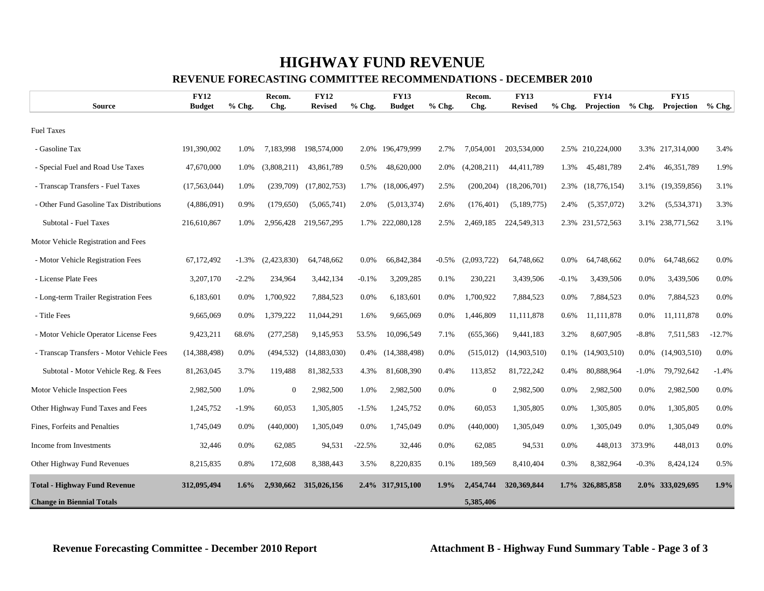# HIGHWAY FUND REVENUE

## REVENUE FORECASTING COMMITTEE RECOMMENDATIONS - DECEMBER 2010

| Source | FY12 Budget | % Chg. | Recom. Chg. | FY12 Revised | % Chg. | FY13 Budget | % Chg. | Recom. Chg. | FY13 Revised | % Chg. | FY14 Projection | % Chg. | FY15 Projection | % Chg. |
|---|---|---|---|---|---|---|---|---|---|---|---|---|---|---|
| Fuel Taxes | | | | | | | | | | | | | | |
| - Gasoline Tax | 191,390,002 | 1.0% | 7,183,998 | 198,574,000 | 2.0% | 196,479,999 | 2.7% | 7,054,001 | 203,534,000 | 2.5% | 210,224,000 | 3.3% | 217,314,000 | 3.4% |
| - Special Fuel and Road Use Taxes | 47,670,000 | 1.0% | (3,808,211) | 43,861,789 | 0.5% | 48,620,000 | 2.0% | (4,208,211) | 44,411,789 | 1.3% | 45,481,789 | 2.4% | 46,351,789 | 1.9% |
| - Transcap Transfers - Fuel Taxes | (17,563,044) | 1.0% | (239,709) | (17,802,753) | 1.7% | (18,006,497) | 2.5% | (200,204) | (18,206,701) | 2.3% | (18,776,154) | 3.1% | (19,359,856) | 3.1% |
| - Other Fund Gasoline Tax Distributions | (4,886,091) | 0.9% | (179,650) | (5,065,741) | 2.0% | (5,013,374) | 2.6% | (176,401) | (5,189,775) | 2.4% | (5,357,072) | 3.2% | (5,534,371) | 3.3% |
| Subtotal - Fuel Taxes | 216,610,867 | 1.0% | 2,956,428 | 219,567,295 | 1.7% | 222,080,128 | 2.5% | 2,469,185 | 224,549,313 | 2.3% | 231,572,563 | 3.1% | 238,771,562 | 3.1% |
| Motor Vehicle Registration and Fees | | | | | | | | | | | | | | |
| - Motor Vehicle Registration Fees | 67,172,492 | -1.3% | (2,423,830) | 64,748,662 | 0.0% | 66,842,384 | -0.5% | (2,093,722) | 64,748,662 | 0.0% | 64,748,662 | 0.0% | 64,748,662 | 0.0% |
| - License Plate Fees | 3,207,170 | -2.2% | 234,964 | 3,442,134 | -0.1% | 3,209,285 | 0.1% | 230,221 | 3,439,506 | -0.1% | 3,439,506 | 0.0% | 3,439,506 | 0.0% |
| - Long-term Trailer Registration Fees | 6,183,601 | 0.0% | 1,700,922 | 7,884,523 | 0.0% | 6,183,601 | 0.0% | 1,700,922 | 7,884,523 | 0.0% | 7,884,523 | 0.0% | 7,884,523 | 0.0% |
| - Title Fees | 9,665,069 | 0.0% | 1,379,222 | 11,044,291 | 1.6% | 9,665,069 | 0.0% | 1,446,809 | 11,111,878 | 0.6% | 11,111,878 | 0.0% | 11,111,878 | 0.0% |
| - Motor Vehicle Operator License Fees | 9,423,211 | 68.6% | (277,258) | 9,145,953 | 53.5% | 10,096,549 | 7.1% | (655,366) | 9,441,183 | 3.2% | 8,607,905 | -8.8% | 7,511,583 | -12.7% |
| - Transcap Transfers - Motor Vehicle Fees | (14,388,498) | 0.0% | (494,532) | (14,883,030) | 0.4% | (14,388,498) | 0.0% | (515,012) | (14,903,510) | 0.1% | (14,903,510) | 0.0% | (14,903,510) | 0.0% |
| Subtotal - Motor Vehicle Reg. & Fees | 81,263,045 | 3.7% | 119,488 | 81,382,533 | 4.3% | 81,608,390 | 0.4% | 113,852 | 81,722,242 | 0.4% | 80,888,964 | -1.0% | 79,792,642 | -1.4% |
| Motor Vehicle Inspection Fees | 2,982,500 | 1.0% | 0 | 2,982,500 | 1.0% | 2,982,500 | 0.0% | 0 | 2,982,500 | 0.0% | 2,982,500 | 0.0% | 2,982,500 | 0.0% |
| Other Highway Fund Taxes and Fees | 1,245,752 | -1.9% | 60,053 | 1,305,805 | -1.5% | 1,245,752 | 0.0% | 60,053 | 1,305,805 | 0.0% | 1,305,805 | 0.0% | 1,305,805 | 0.0% |
| Fines, Forfeits and Penalties | 1,745,049 | 0.0% | (440,000) | 1,305,049 | 0.0% | 1,745,049 | 0.0% | (440,000) | 1,305,049 | 0.0% | 1,305,049 | 0.0% | 1,305,049 | 0.0% |
| Income from Investments | 32,446 | 0.0% | 62,085 | 94,531 | -22.5% | 32,446 | 0.0% | 62,085 | 94,531 | 0.0% | 448,013 | 373.9% | 448,013 | 0.0% |
| Other Highway Fund Revenues | 8,215,835 | 0.8% | 172,608 | 8,388,443 | 3.5% | 8,220,835 | 0.1% | 189,569 | 8,410,404 | 0.3% | 8,382,964 | -0.3% | 8,424,124 | 0.5% |
| **Total - Highway Fund Revenue** | **312,095,494** | **1.6%** | **2,930,662** | **315,026,156** | **2.4%** | **317,915,100** | **1.9%** | **2,454,744** | **320,369,844** | **1.7%** | **326,885,858** | **2.0%** | **333,029,695** | **1.9%** |
| **Change in Biennial Totals** | | | | | | | | **5,385,406** | | | | | | |

**Revenue Forecasting Committee - December 2010 Report**

**Attachment B - Highway Fund Summary Table - Page 3 of 3**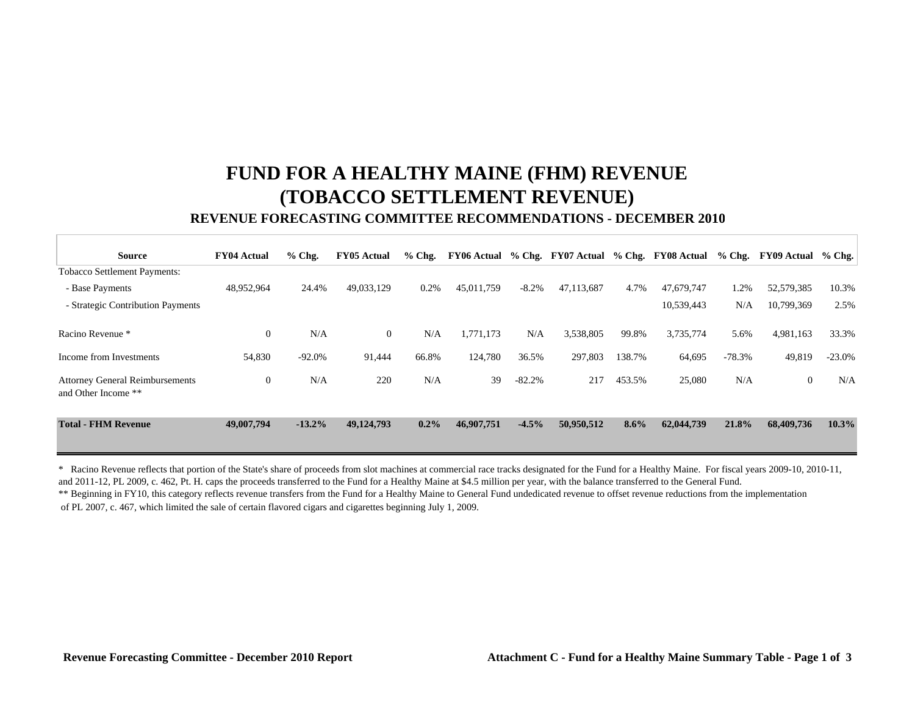# FUND FOR A HEALTHY MAINE (FHM) REVENUE
# (TOBACCO SETTLEMENT REVENUE)

### REVENUE FORECASTING COMMITTEE RECOMMENDATIONS - DECEMBER 2010

| Source | FY04 Actual | % Chg. | FY05 Actual | % Chg. | FY06 Actual | % Chg. | FY07 Actual | % Chg. | FY08 Actual | % Chg. | FY09 Actual | % Chg. |
|---|---|---|---|---|---|---|---|---|---|---|---|---|
| Tobacco Settlement Payments: | | | | | | | | | | | | |
| - Base Payments | 48,952,964 | 24.4% | 49,033,129 | 0.2% | 45,011,759 | -8.2% | 47,113,687 | 4.7% | 47,679,747 | 1.2% | 52,579,385 | 10.3% |
| - Strategic Contribution Payments | | | | | | | | | 10,539,443 | N/A | 10,799,369 | 2.5% |
| Racino Revenue * | 0 | N/A | 0 | N/A | 1,771,173 | N/A | 3,538,805 | 99.8% | 3,735,774 | 5.6% | 4,981,163 | 33.3% |
| Income from Investments | 54,830 | -92.0% | 91,444 | 66.8% | 124,780 | 36.5% | 297,803 | 138.7% | 64,695 | -78.3% | 49,819 | -23.0% |
| Attorney General Reimbursements and Other Income ** | 0 | N/A | 220 | N/A | 39 | -82.2% | 217 | 453.5% | 25,080 | N/A | 0 | N/A |
| **Total - FHM Revenue** | **49,007,794** | **-13.2%** | **49,124,793** | **0.2%** | **46,907,751** | **-4.5%** | **50,950,512** | **8.6%** | **62,044,739** | **21.8%** | **68,409,736** | **10.3%** |

\* Racino Revenue reflects that portion of the State's share of proceeds from slot machines at commercial race tracks designated for the Fund for a Healthy Maine. For fiscal years 2009-10, 2010-11, and 2011-12, PL 2009, c. 462, Pt. H. caps the proceeds transferred to the Fund for a Healthy Maine at $4.5 million per year, with the balance transferred to the General Fund.

** Beginning in FY10, this category reflects revenue transfers from the Fund for a Healthy Maine to General Fund undedicated revenue to offset revenue reductions from the implementation of PL 2007, c. 467, which limited the sale of certain flavored cigars and cigarettes beginning July 1, 2009.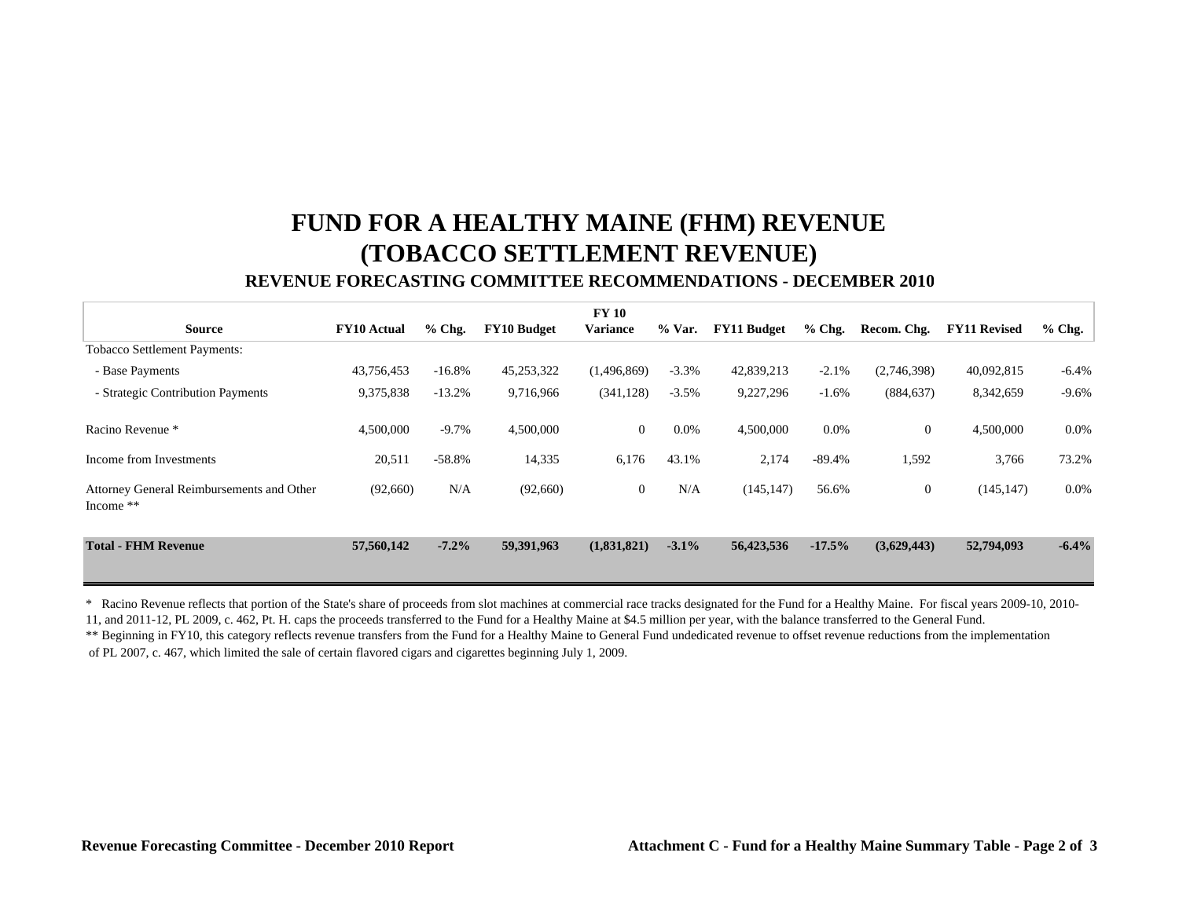# FUND FOR A HEALTHY MAINE (FHM) REVENUE
# (TOBACCO SETTLEMENT REVENUE)

### REVENUE FORECASTING COMMITTEE RECOMMENDATIONS - DECEMBER 2010

| Source | FY10 Actual | % Chg. | FY10 Budget | FY 10 Variance | % Var. | FY11 Budget | % Chg. | Recom. Chg. | FY11 Revised | % Chg. |
|---|---|---|---|---|---|---|---|---|---|---|
| Tobacco Settlement Payments: | | | | | | | | | | |
| - Base Payments | 43,756,453 | -16.8% | 45,253,322 | (1,496,869) | -3.3% | 42,839,213 | -2.1% | (2,746,398) | 40,092,815 | -6.4% |
| - Strategic Contribution Payments | 9,375,838 | -13.2% | 9,716,966 | (341,128) | -3.5% | 9,227,296 | -1.6% | (884,637) | 8,342,659 | -9.6% |
| Racino Revenue * | 4,500,000 | -9.7% | 4,500,000 | 0 | 0.0% | 4,500,000 | 0.0% | 0 | 4,500,000 | 0.0% |
| Income from Investments | 20,511 | -58.8% | 14,335 | 6,176 | 43.1% | 2,174 | -89.4% | 1,592 | 3,766 | 73.2% |
| Attorney General Reimbursements and Other Income ** | (92,660) | N/A | (92,660) | 0 | N/A | (145,147) | 56.6% | 0 | (145,147) | 0.0% |
| **Total - FHM Revenue** | **57,560,142** | **-7.2%** | **59,391,963** | **(1,831,821)** | **-3.1%** | **56,423,536** | **-17.5%** | **(3,629,443)** | **52,794,093** | **-6.4%** |

\* Racino Revenue reflects that portion of the State's share of proceeds from slot machines at commercial race tracks designated for the Fund for a Healthy Maine. For fiscal years 2009-10, 2010-11, and 2011-12, PL 2009, c. 462, Pt. H. caps the proceeds transferred to the Fund for a Healthy Maine at $4.5 million per year, with the balance transferred to the General Fund.

** Beginning in FY10, this category reflects revenue transfers from the Fund for a Healthy Maine to General Fund undedicated revenue to offset revenue reductions from the implementation of PL 2007, c. 467, which limited the sale of certain flavored cigars and cigarettes beginning July 1, 2009.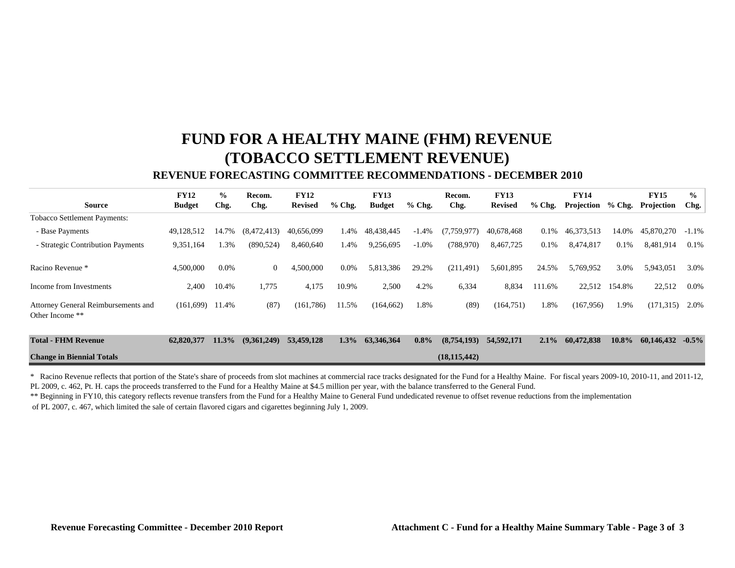# FUND FOR A HEALTHY MAINE (FHM) REVENUE
# (TOBACCO SETTLEMENT REVENUE)

### REVENUE FORECASTING COMMITTEE RECOMMENDATIONS - DECEMBER 2010

| Source | FY12 Budget | % Chg. | Recom. Chg. | FY12 Revised | % Chg. | FY13 Budget | % Chg. | Recom. Chg. | FY13 Revised | % Chg. | FY14 Projection | % Chg. | FY15 Projection | % Chg. |
|---|---|---|---|---|---|---|---|---|---|---|---|---|---|---|
| Tobacco Settlement Payments: | | | | | | | | | | | | | | |
| - Base Payments | 49,128,512 | 14.7% | (8,472,413) | 40,656,099 | 1.4% | 48,438,445 | -1.4% | (7,759,977) | 40,678,468 | 0.1% | 46,373,513 | 14.0% | 45,870,270 | -1.1% |
| - Strategic Contribution Payments | 9,351,164 | 1.3% | (890,524) | 8,460,640 | 1.4% | 9,256,695 | -1.0% | (788,970) | 8,467,725 | 0.1% | 8,474,817 | 0.1% | 8,481,914 | 0.1% |
| Racino Revenue * | 4,500,000 | 0.0% | 0 | 4,500,000 | 0.0% | 5,813,386 | 29.2% | (211,491) | 5,601,895 | 24.5% | 5,769,952 | 3.0% | 5,943,051 | 3.0% |
| Income from Investments | 2,400 | 10.4% | 1,775 | 4,175 | 10.9% | 2,500 | 4.2% | 6,334 | 8,834 | 111.6% | 22,512 | 154.8% | 22,512 | 0.0% |
| Attorney General Reimbursements and Other Income ** | (161,699) | 11.4% | (87) | (161,786) | 11.5% | (164,662) | 1.8% | (89) | (164,751) | 1.8% | (167,956) | 1.9% | (171,315) | 2.0% |
| **Total - FHM Revenue** | **62,820,377** | **11.3%** | **(9,361,249)** | **53,459,128** | **1.3%** | **63,346,364** | **0.8%** | **(8,754,193)** | **54,592,171** | **2.1%** | **60,472,838** | **10.8%** | **60,146,432** | **-0.5%** |
| **Change in Biennial Totals** | | | | | | | | **(18,115,442)** | | | | | | |

\* Racino Revenue reflects that portion of the State's share of proceeds from slot machines at commercial race tracks designated for the Fund for a Healthy Maine. For fiscal years 2009-10, 2010-11, and 2011-12, PL 2009, c. 462, Pt. H. caps the proceeds transferred to the Fund for a Healthy Maine at $4.5 million per year, with the balance transferred to the General Fund.

** Beginning in FY10, this category reflects revenue transfers from the Fund for a Healthy Maine to General Fund undedicated revenue to offset revenue reductions from the implementation of PL 2007, c. 467, which limited the sale of certain flavored cigars and cigarettes beginning July 1, 2009.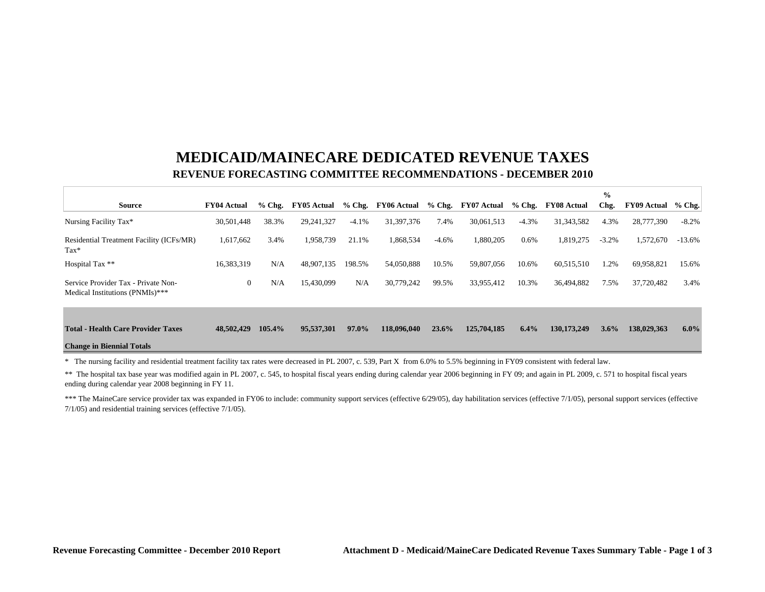# MEDICAID/MAINECARE DEDICATED REVENUE TAXES

## REVENUE FORECASTING COMMITTEE RECOMMENDATIONS - DECEMBER 2010

| Source | FY04 Actual | % Chg. | FY05 Actual | % Chg. | FY06 Actual | % Chg. | FY07 Actual | % Chg. | FY08 Actual | % Chg. | FY09 Actual | % Chg. |
|---|---|---|---|---|---|---|---|---|---|---|---|---|
| Nursing Facility Tax* | 30,501,448 | 38.3% | 29,241,327 | -4.1% | 31,397,376 | 7.4% | 30,061,513 | -4.3% | 31,343,582 | 4.3% | 28,777,390 | -8.2% |
| Residential Treatment Facility (ICFs/MR) Tax* | 1,617,662 | 3.4% | 1,958,739 | 21.1% | 1,868,534 | -4.6% | 1,880,205 | 0.6% | 1,819,275 | -3.2% | 1,572,670 | -13.6% |
| Hospital Tax ** | 16,383,319 | N/A | 48,907,135 | 198.5% | 54,050,888 | 10.5% | 59,807,056 | 10.6% | 60,515,510 | 1.2% | 69,958,821 | 15.6% |
| Service Provider Tax - Private Non-Medical Institutions (PNMIs)*** | 0 | N/A | 15,430,099 | N/A | 30,779,242 | 99.5% | 33,955,412 | 10.3% | 36,494,882 | 7.5% | 37,720,482 | 3.4% |
| **Total - Health Care Provider Taxes** | **48,502,429** | **105.4%** | **95,537,301** | **97.0%** | **118,096,040** | **23.6%** | **125,704,185** | **6.4%** | **130,173,249** | **3.6%** | **138,029,363** | **6.0%** |
| **Change in Biennial Totals** | | | | | | | | | | | | |

* The nursing facility and residential treatment facility tax rates were decreased in PL 2007, c. 539, Part X from 6.0% to 5.5% beginning in FY09 consistent with federal law.

** The hospital tax base year was modified again in PL 2007, c. 545, to hospital fiscal years ending during calendar year 2006 beginning in FY 09; and again in PL 2009, c. 571 to hospital fiscal years ending during calendar year 2008 beginning in FY 11.

*** The MaineCare service provider tax was expanded in FY06 to include: community support services (effective 6/29/05), day habilitation services (effective 7/1/05), personal support services (effective 7/1/05) and residential training services (effective 7/1/05).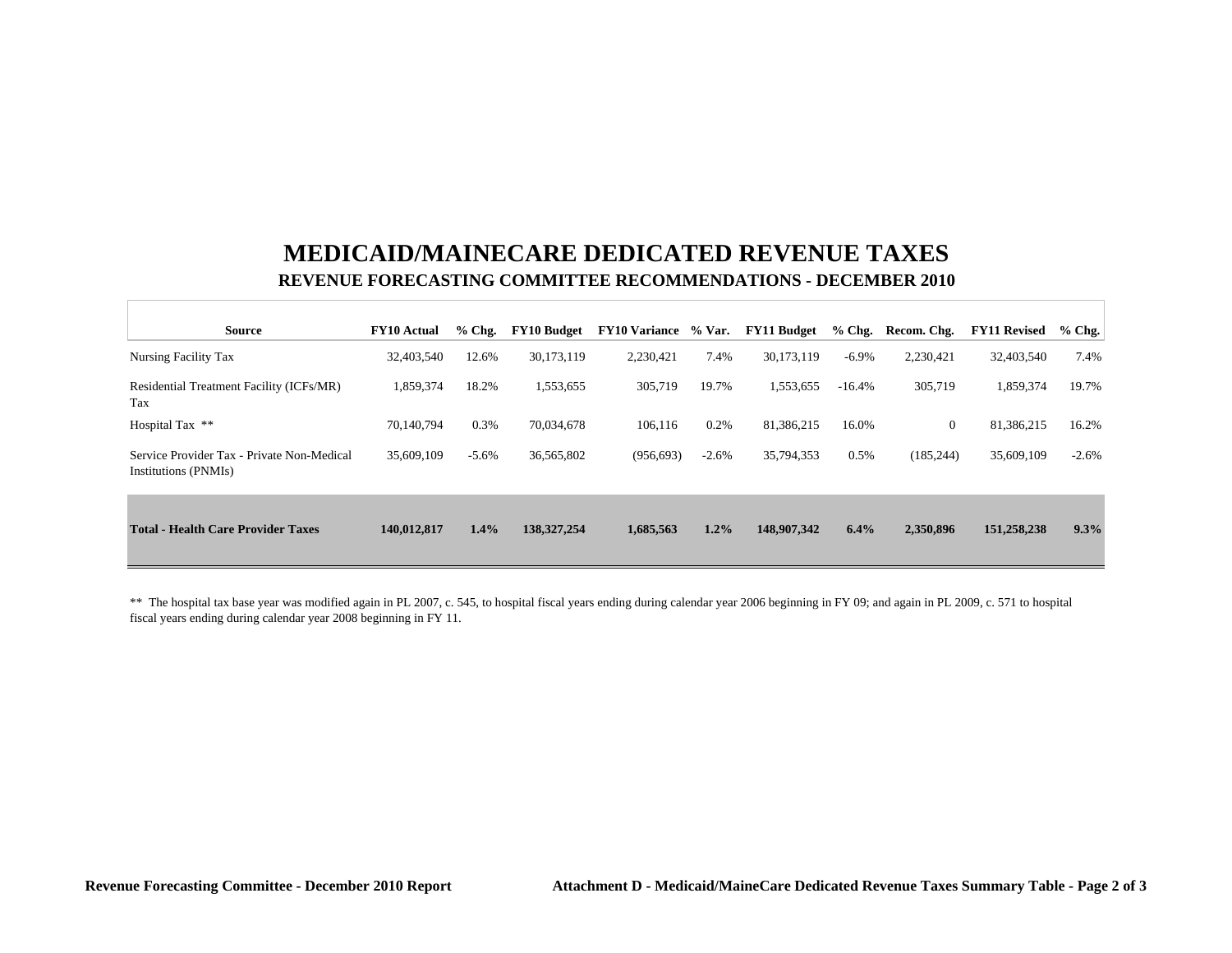# MEDICAID/MAINECARE DEDICATED REVENUE TAXES

## REVENUE FORECASTING COMMITTEE RECOMMENDATIONS - DECEMBER 2010

| Source | FY10 Actual | % Chg. | FY10 Budget | FY10 Variance | % Var. | FY11 Budget | % Chg. | Recom. Chg. | FY11 Revised | % Chg. |
|---|---|---|---|---|---|---|---|---|---|---|
| Nursing Facility Tax | 32,403,540 | 12.6% | 30,173,119 | 2,230,421 | 7.4% | 30,173,119 | -6.9% | 2,230,421 | 32,403,540 | 7.4% |
| Residential Treatment Facility (ICFs/MR) Tax | 1,859,374 | 18.2% | 1,553,655 | 305,719 | 19.7% | 1,553,655 | -16.4% | 305,719 | 1,859,374 | 19.7% |
| Hospital Tax ** | 70,140,794 | 0.3% | 70,034,678 | 106,116 | 0.2% | 81,386,215 | 16.0% | 0 | 81,386,215 | 16.2% |
| Service Provider Tax - Private Non-Medical Institutions (PNMIs) | 35,609,109 | -5.6% | 36,565,802 | (956,693) | -2.6% | 35,794,353 | 0.5% | (185,244) | 35,609,109 | -2.6% |
| **Total - Health Care Provider Taxes** | **140,012,817** | **1.4%** | **138,327,254** | **1,685,563** | **1.2%** | **148,907,342** | **6.4%** | **2,350,896** | **151,258,238** | **9.3%** |

** The hospital tax base year was modified again in PL 2007, c. 545, to hospital fiscal years ending during calendar year 2006 beginning in FY 09; and again in PL 2009, c. 571 to hospital fiscal years ending during calendar year 2008 beginning in FY 11.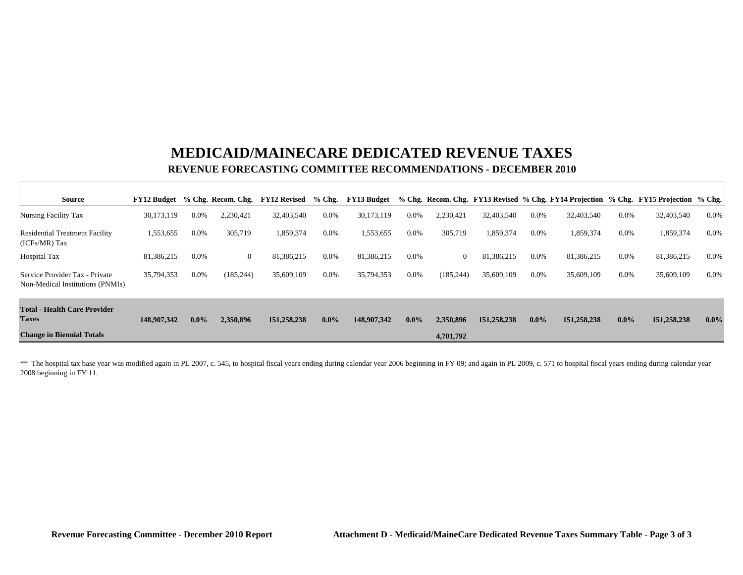# MEDICAID/MAINECARE DEDICATED REVENUE TAXES

## REVENUE FORECASTING COMMITTEE RECOMMENDATIONS - DECEMBER 2010

| Source | FY12 Budget | % Chg. | Recom. Chg. | FY12 Revised | % Chg. | FY13 Budget | % Chg. | Recom. Chg. | FY13 Revised | % Chg. | FY14 Projection | % Chg. | FY15 Projection | % Chg. |
|---|---|---|---|---|---|---|---|---|---|---|---|---|---|---|
| Nursing Facility Tax | 30,173,119 | 0.0% | 2,230,421 | 32,403,540 | 0.0% | 30,173,119 | 0.0% | 2,230,421 | 32,403,540 | 0.0% | 32,403,540 | 0.0% | 32,403,540 | 0.0% |
| Residential Treatment Facility (ICFs/MR) Tax | 1,553,655 | 0.0% | 305,719 | 1,859,374 | 0.0% | 1,553,655 | 0.0% | 305,719 | 1,859,374 | 0.0% | 1,859,374 | 0.0% | 1,859,374 | 0.0% |
| Hospital Tax | 81,386,215 | 0.0% | 0 | 81,386,215 | 0.0% | 81,386,215 | 0.0% | 0 | 81,386,215 | 0.0% | 81,386,215 | 0.0% | 81,386,215 | 0.0% |
| Service Provider Tax - Private Non-Medical Institutions (PNMIs) | 35,794,353 | 0.0% | (185,244) | 35,609,109 | 0.0% | 35,794,353 | 0.0% | (185,244) | 35,609,109 | 0.0% | 35,609,109 | 0.0% | 35,609,109 | 0.0% |
| **Total - Health Care Provider Taxes** | **148,907,342** | **0.0%** | **2,350,896** | **151,258,238** | **0.0%** | **148,907,342** | **0.0%** | **2,350,896** | **151,258,238** | **0.0%** | **151,258,238** | **0.0%** | **151,258,238** | **0.0%** |
| **Change in Biennial Totals** | | | | | | | | **4,701,792** | | | | | | |

** The hospital tax base year was modified again in PL 2007, c. 545, to hospital fiscal years ending during calendar year 2006 beginning in FY 09; and again in PL 2009, c. 571 to hospital fiscal years ending during calendar year 2008 beginning in FY 11.